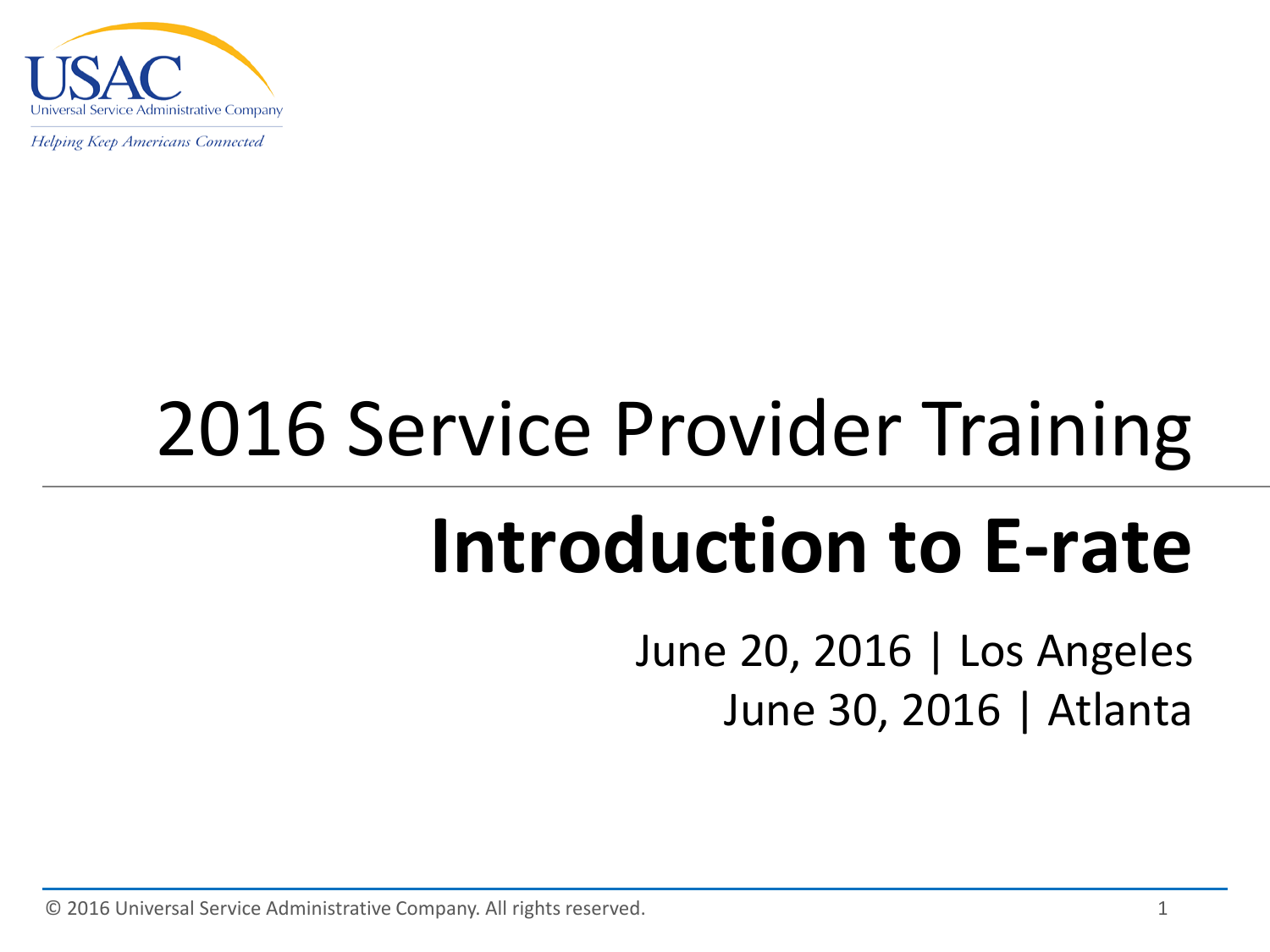USAC

Universal Service Administrative Company

*Helping Keep Americans Connected*

# 2016 Service Provider Training

## Introduction to E-rate

June 20, 2016 | Los Angeles
June 30, 2016 | Atlanta

© 2016 Universal Service Administrative Company. All rights reserved.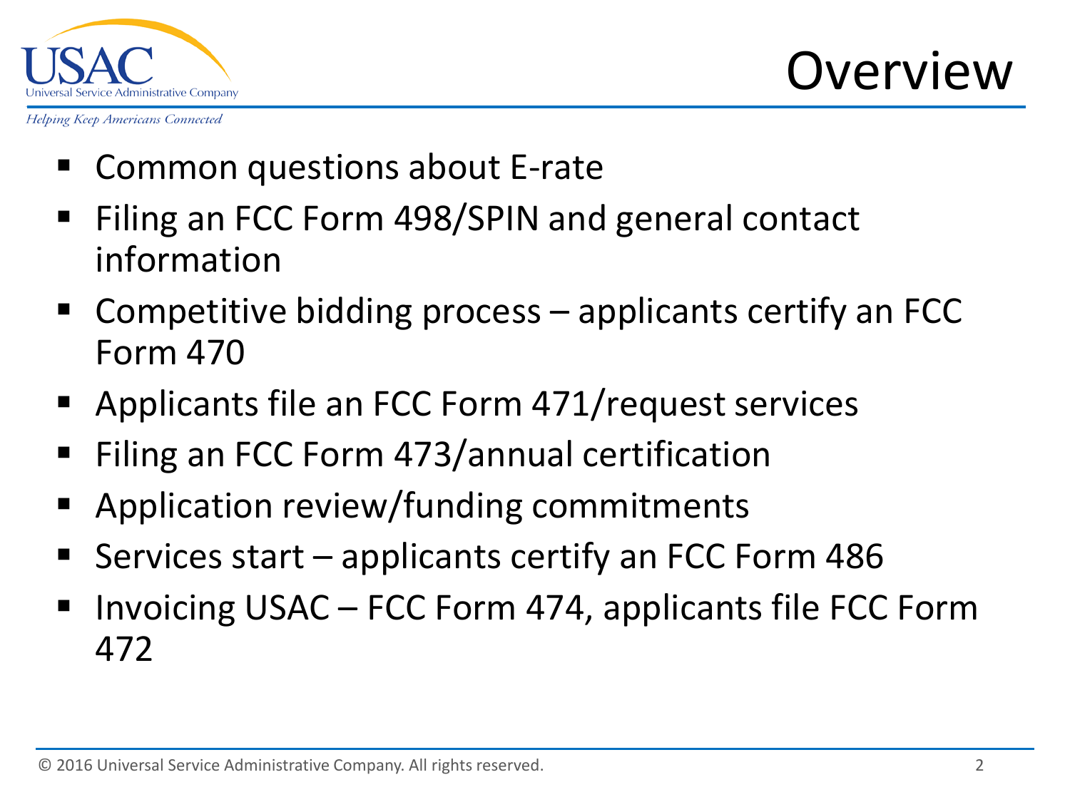# Overview

- Common questions about E-rate
- Filing an FCC Form 498/SPIN and general contact information
- Competitive bidding process – applicants certify an FCC Form 470
- Applicants file an FCC Form 471/request services
- Filing an FCC Form 473/annual certification
- Application review/funding commitments
- Services start – applicants certify an FCC Form 486
- Invoicing USAC – FCC Form 474, applicants file FCC Form 472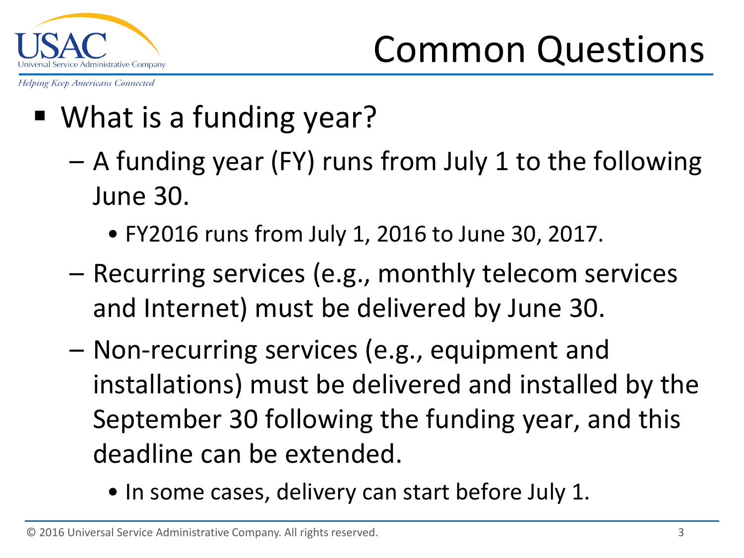# Common Questions

- What is a funding year?
  - A funding year (FY) runs from July 1 to the following June 30.
    - FY2016 runs from July 1, 2016 to June 30, 2017.
  - Recurring services (e.g., monthly telecom services and Internet) must be delivered by June 30.
  - Non-recurring services (e.g., equipment and installations) must be delivered and installed by the September 30 following the funding year, and this deadline can be extended.
    - In some cases, delivery can start before July 1.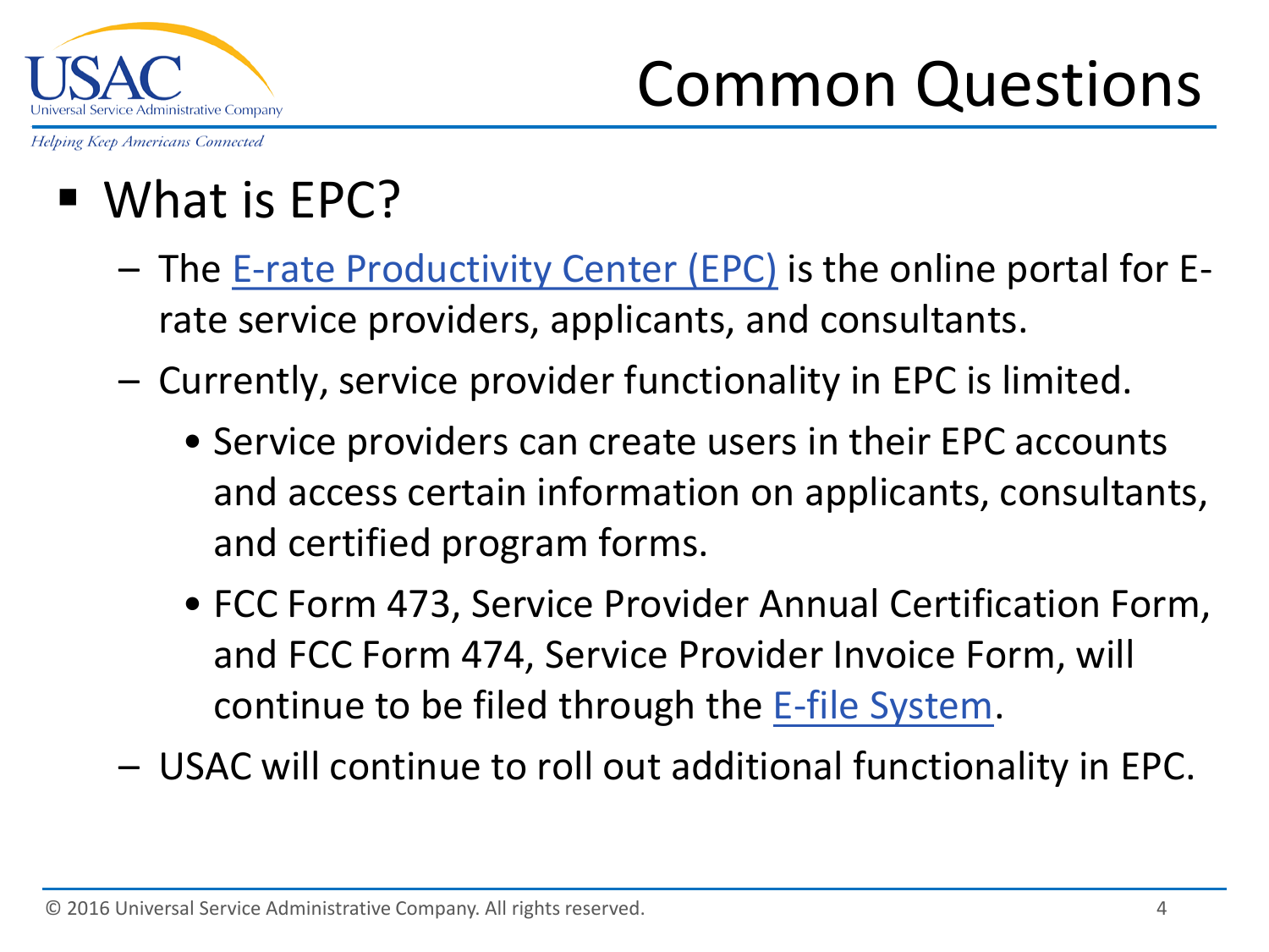# Common Questions

- What is EPC?
  - The E-rate Productivity Center (EPC) is the online portal for E-rate service providers, applicants, and consultants.
  - Currently, service provider functionality in EPC is limited.
    - Service providers can create users in their EPC accounts and access certain information on applicants, consultants, and certified program forms.
    - FCC Form 473, Service Provider Annual Certification Form, and FCC Form 474, Service Provider Invoice Form, will continue to be filed through the E-file System.
  - USAC will continue to roll out additional functionality in EPC.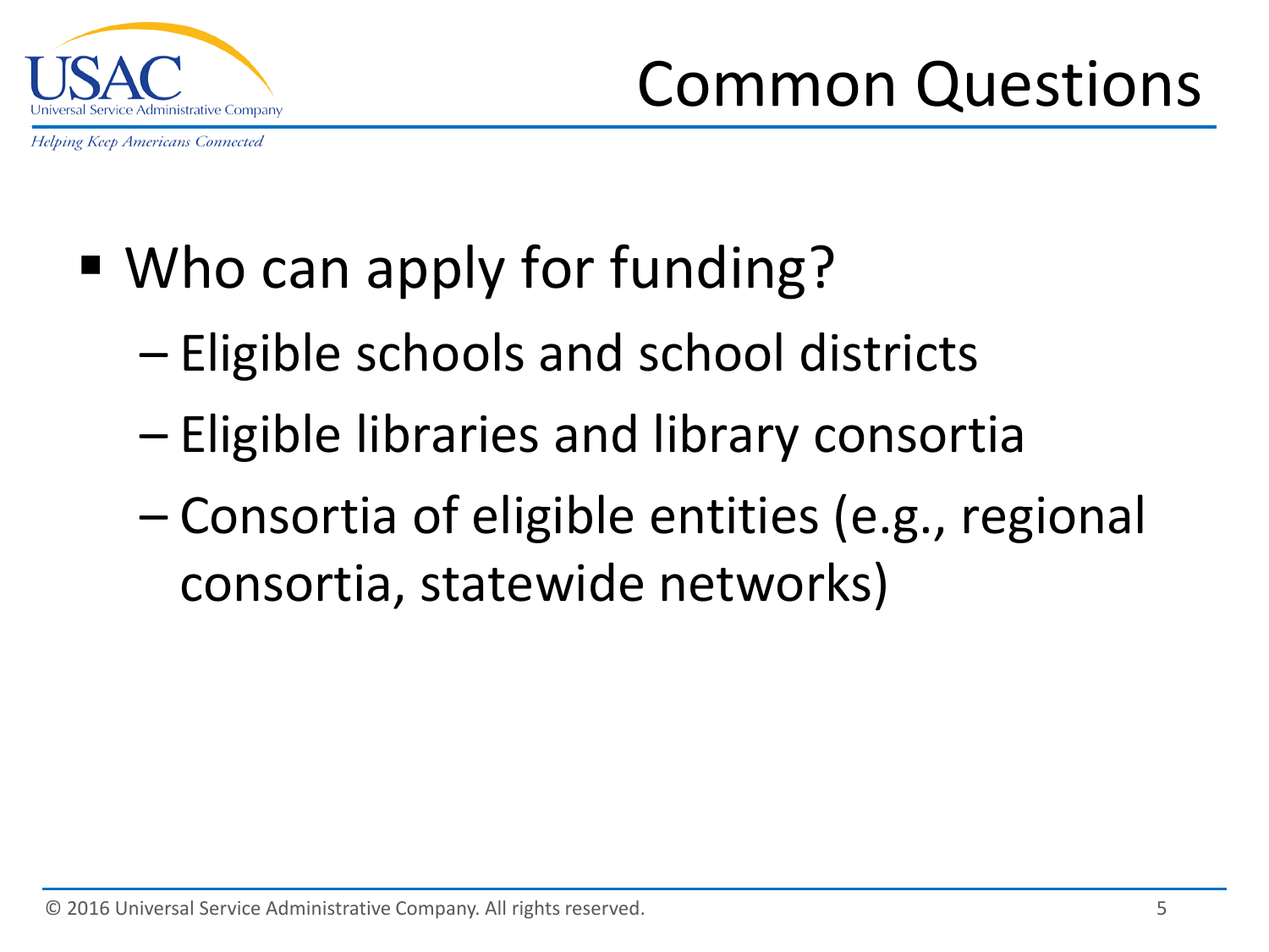# Common Questions

- Who can apply for funding?
  - Eligible schools and school districts
  - Eligible libraries and library consortia
  - Consortia of eligible entities (e.g., regional consortia, statewide networks)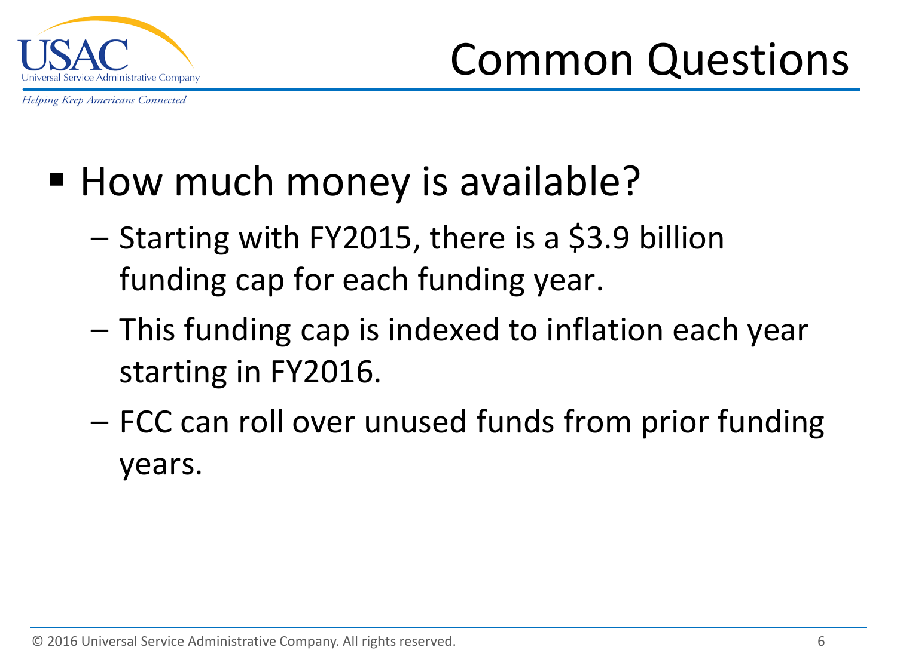# Common Questions

- How much money is available?
  - Starting with FY2015, there is a $3.9 billion funding cap for each funding year.
  - This funding cap is indexed to inflation each year starting in FY2016.
  - FCC can roll over unused funds from prior funding years.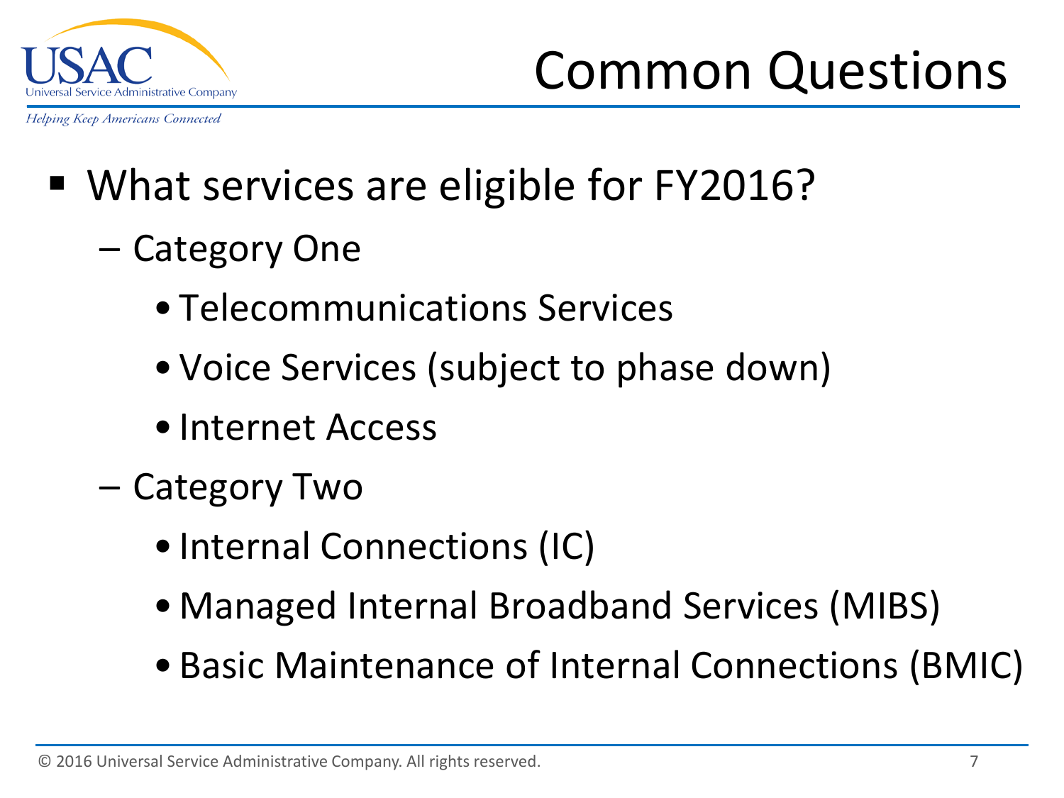# Common Questions

- What services are eligible for FY2016?
  - Category One
    - Telecommunications Services
    - Voice Services (subject to phase down)
    - Internet Access
  - Category Two
    - Internal Connections (IC)
    - Managed Internal Broadband Services (MIBS)
    - Basic Maintenance of Internal Connections (BMIC)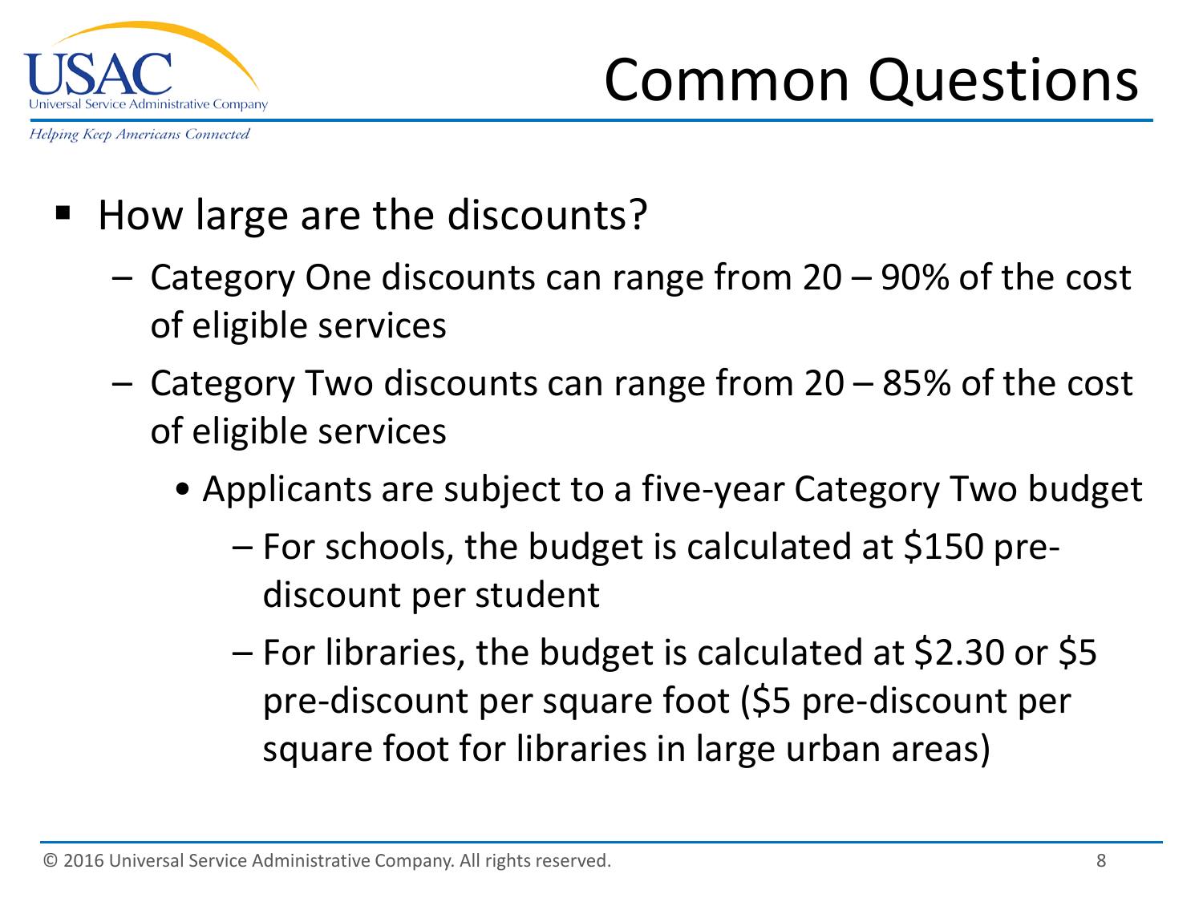# Common Questions

- How large are the discounts?
  - Category One discounts can range from 20 – 90% of the cost of eligible services
  - Category Two discounts can range from 20 – 85% of the cost of eligible services
    - Applicants are subject to a five-year Category Two budget
      - For schools, the budget is calculated at $150 pre-discount per student
      - For libraries, the budget is calculated at $2.30 or $5 pre-discount per square foot ($5 pre-discount per square foot for libraries in large urban areas)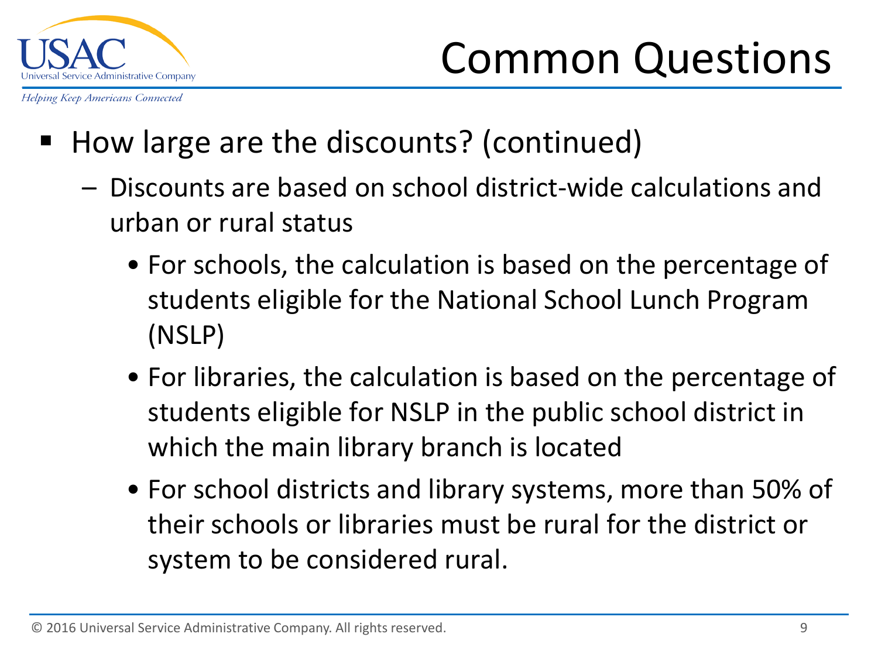# Common Questions

- How large are the discounts? (continued)
  - Discounts are based on school district-wide calculations and urban or rural status
    - For schools, the calculation is based on the percentage of students eligible for the National School Lunch Program (NSLP)
    - For libraries, the calculation is based on the percentage of students eligible for NSLP in the public school district in which the main library branch is located
    - For school districts and library systems, more than 50% of their schools or libraries must be rural for the district or system to be considered rural.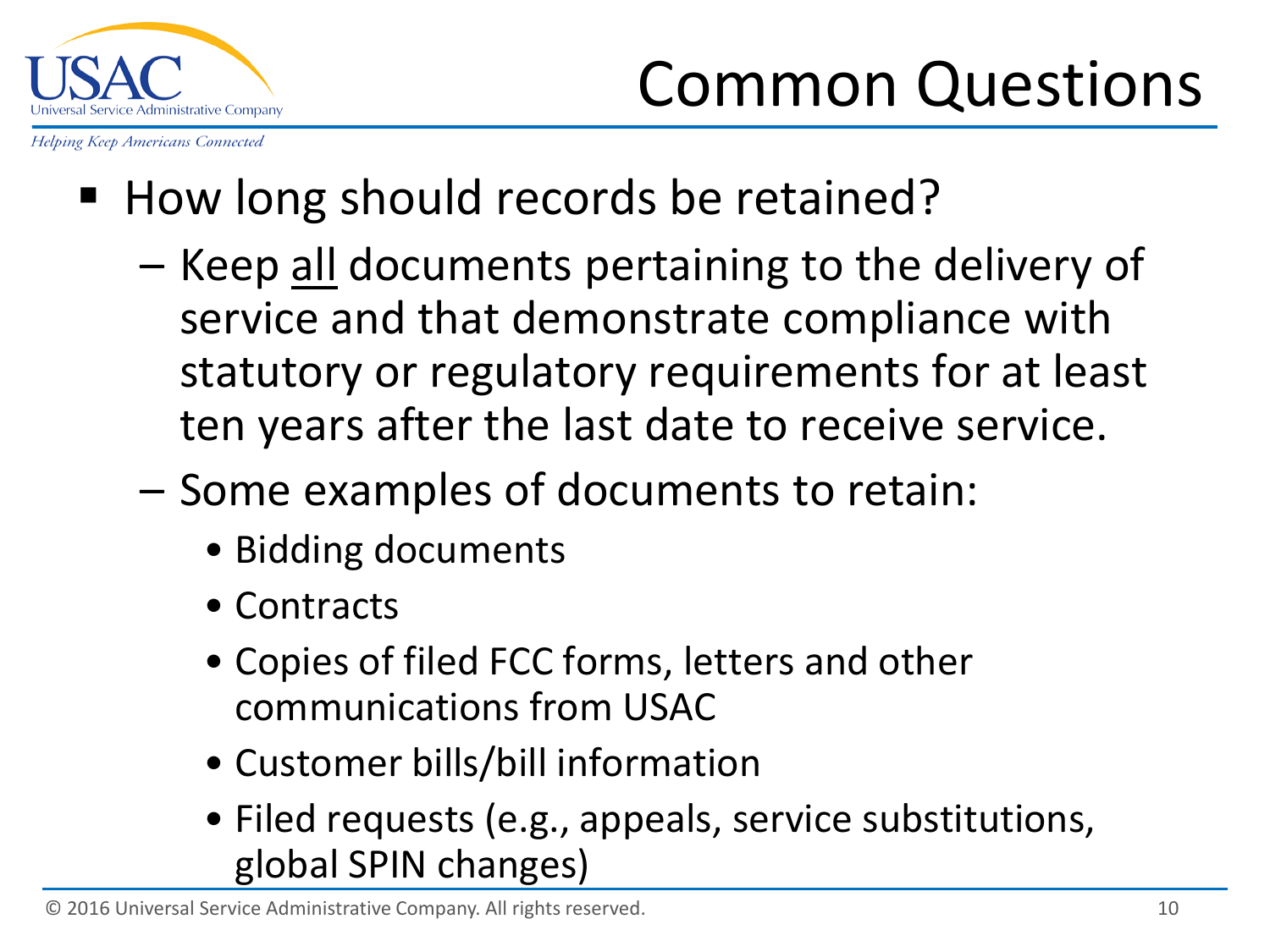# Common Questions

- How long should records be retained?
  - Keep <u>all</u> documents pertaining to the delivery of service and that demonstrate compliance with statutory or regulatory requirements for at least ten years after the last date to receive service.
  - Some examples of documents to retain:
    - Bidding documents
    - Contracts
    - Copies of filed FCC forms, letters and other communications from USAC
    - Customer bills/bill information
    - Filed requests (e.g., appeals, service substitutions, global SPIN changes)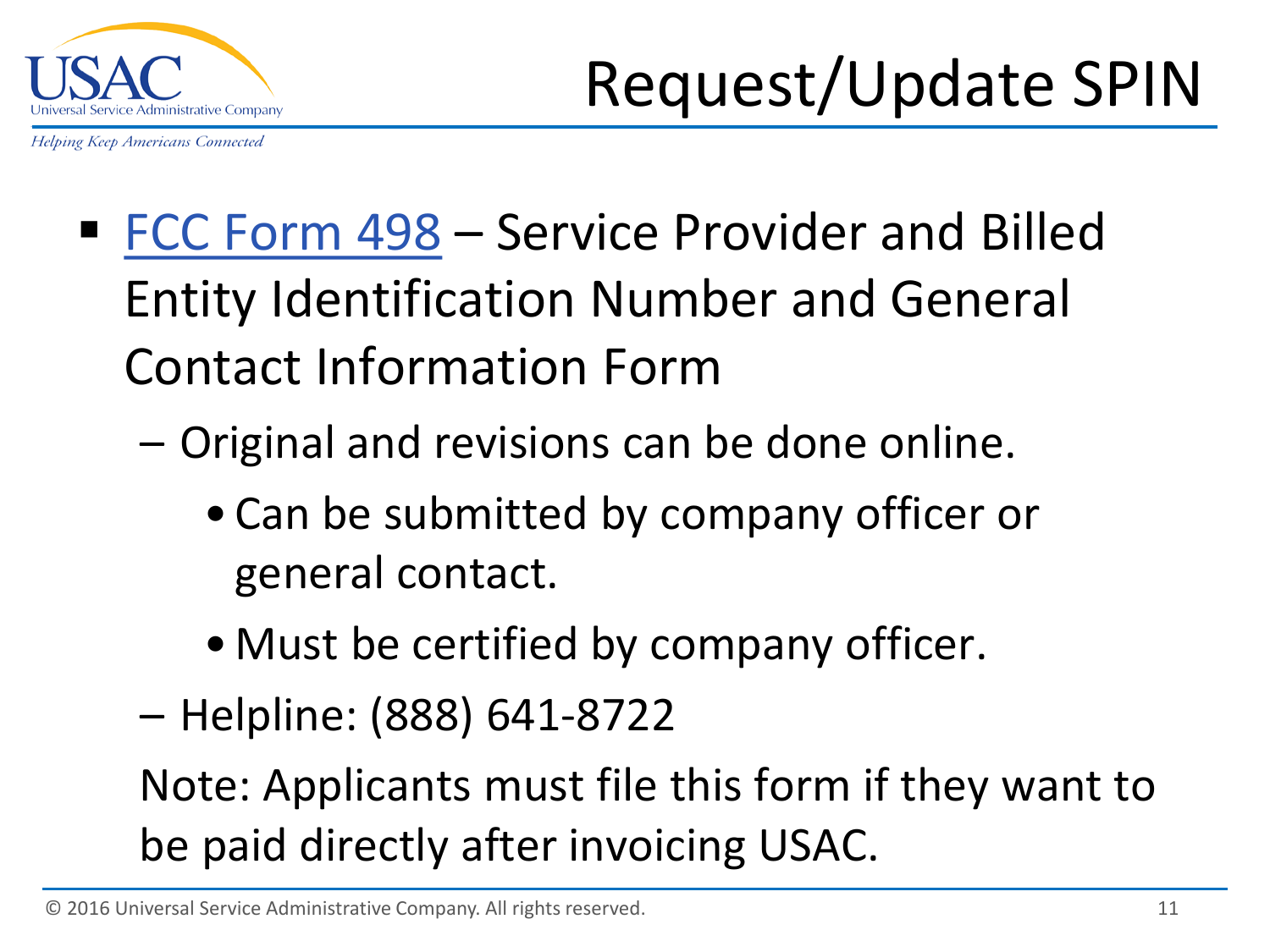# Request/Update SPIN

- FCC Form 498 – Service Provider and Billed Entity Identification Number and General Contact Information Form
  - Original and revisions can be done online.
    - Can be submitted by company officer or general contact.
    - Must be certified by company officer.
  - Helpline: (888) 641-8722

  Note: Applicants must file this form if they want to be paid directly after invoicing USAC.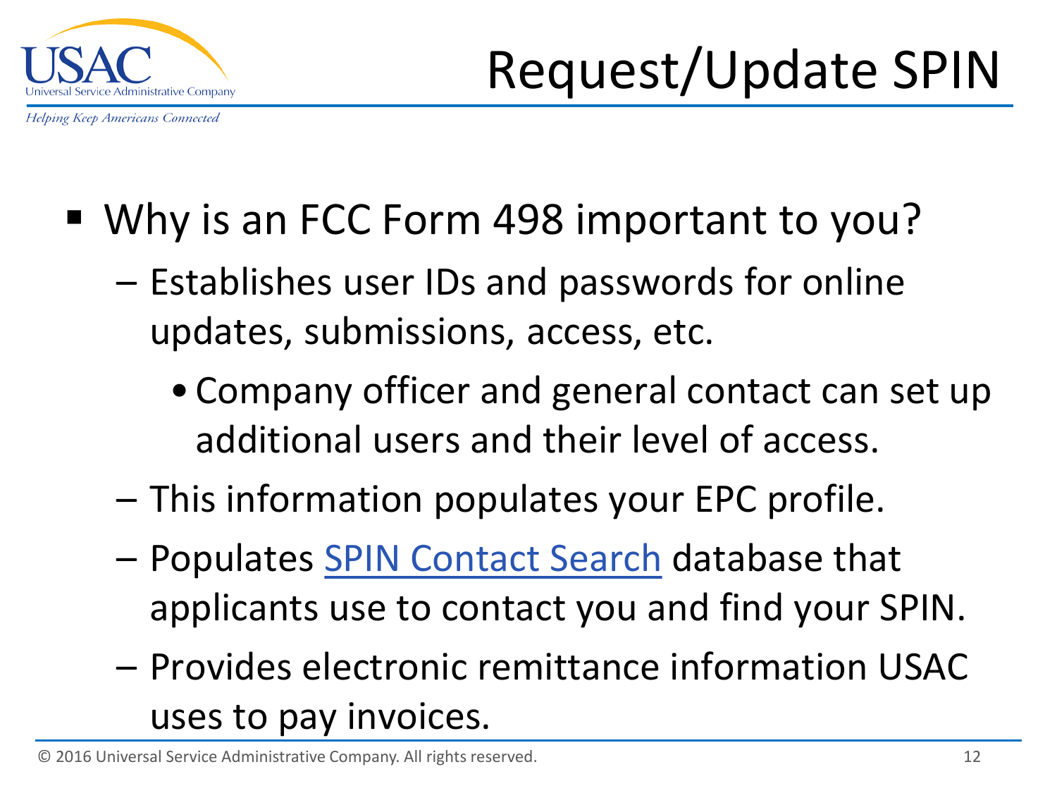# Request/Update SPIN

- Why is an FCC Form 498 important to you?
  - Establishes user IDs and passwords for online updates, submissions, access, etc.
    - Company officer and general contact can set up additional users and their level of access.
  - This information populates your EPC profile.
  - Populates SPIN Contact Search database that applicants use to contact you and find your SPIN.
  - Provides electronic remittance information USAC uses to pay invoices.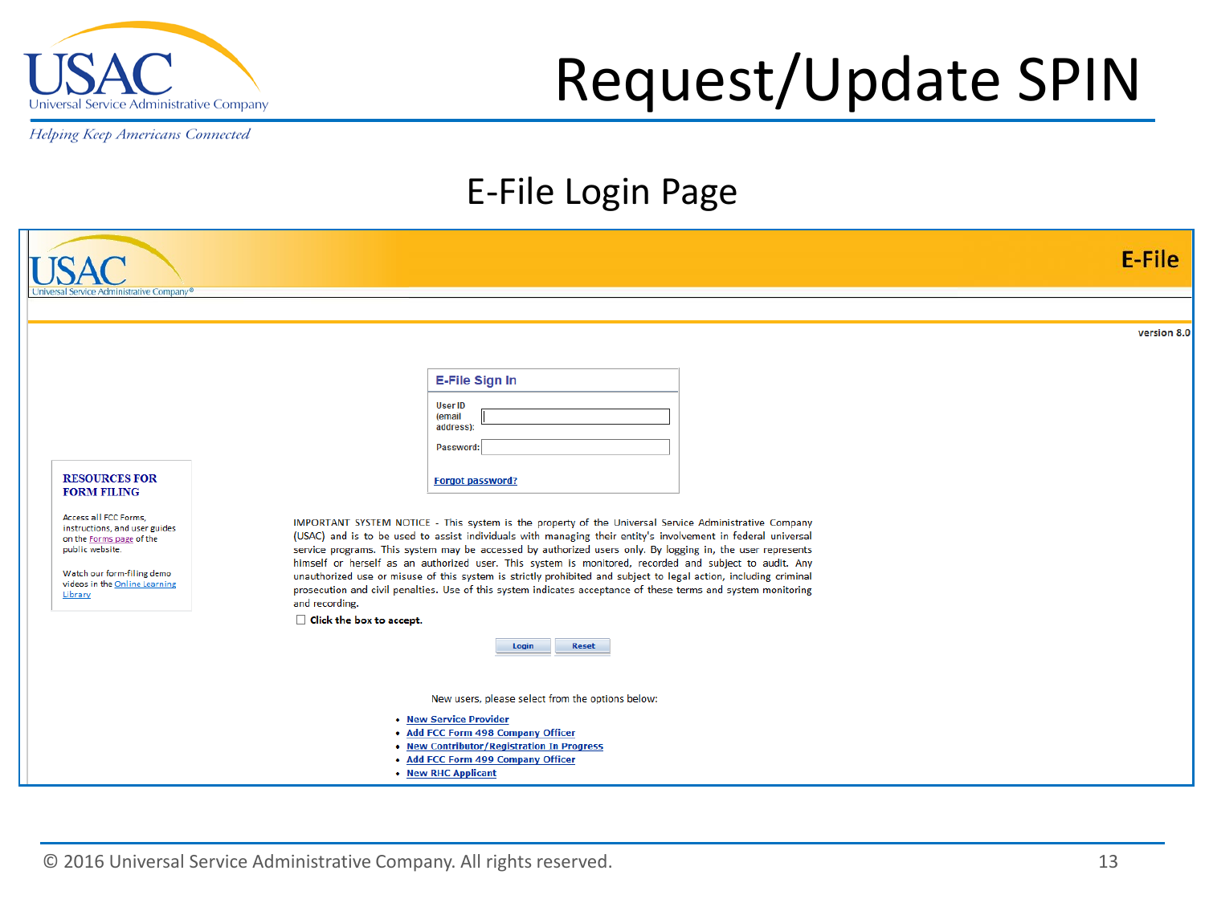# Request/Update SPIN

## E-File Login Page

**E-File**

version 8.0

### E-File Sign In

User ID (email address):

Password:

Forgot password?

**RESOURCES FOR FORM FILING**

Access all FCC Forms, instructions, and user guides on the Forms page of the public website.

Watch our form-filing demo videos in the Online Learning Library

IMPORTANT SYSTEM NOTICE - This system is the property of the Universal Service Administrative Company (USAC) and is to be used to assist individuals with managing their entity's involvement in federal universal service programs. This system may be accessed by authorized users only. By logging in, the user represents himself or herself as an authorized user. This system is monitored, recorded and subject to audit. Any unauthorized use or misuse of this system is strictly prohibited and subject to legal action, including criminal prosecution and civil penalties. Use of this system indicates acceptance of these terms and system monitoring and recording.

☐ **Click the box to accept.**

Login | Reset

New users, please select from the options below:

- New Service Provider
- Add FCC Form 498 Company Officer
- New Contributor/Registration In Progress
- Add FCC Form 499 Company Officer
- New RHC Applicant

© 2016 Universal Service Administrative Company. All rights reserved.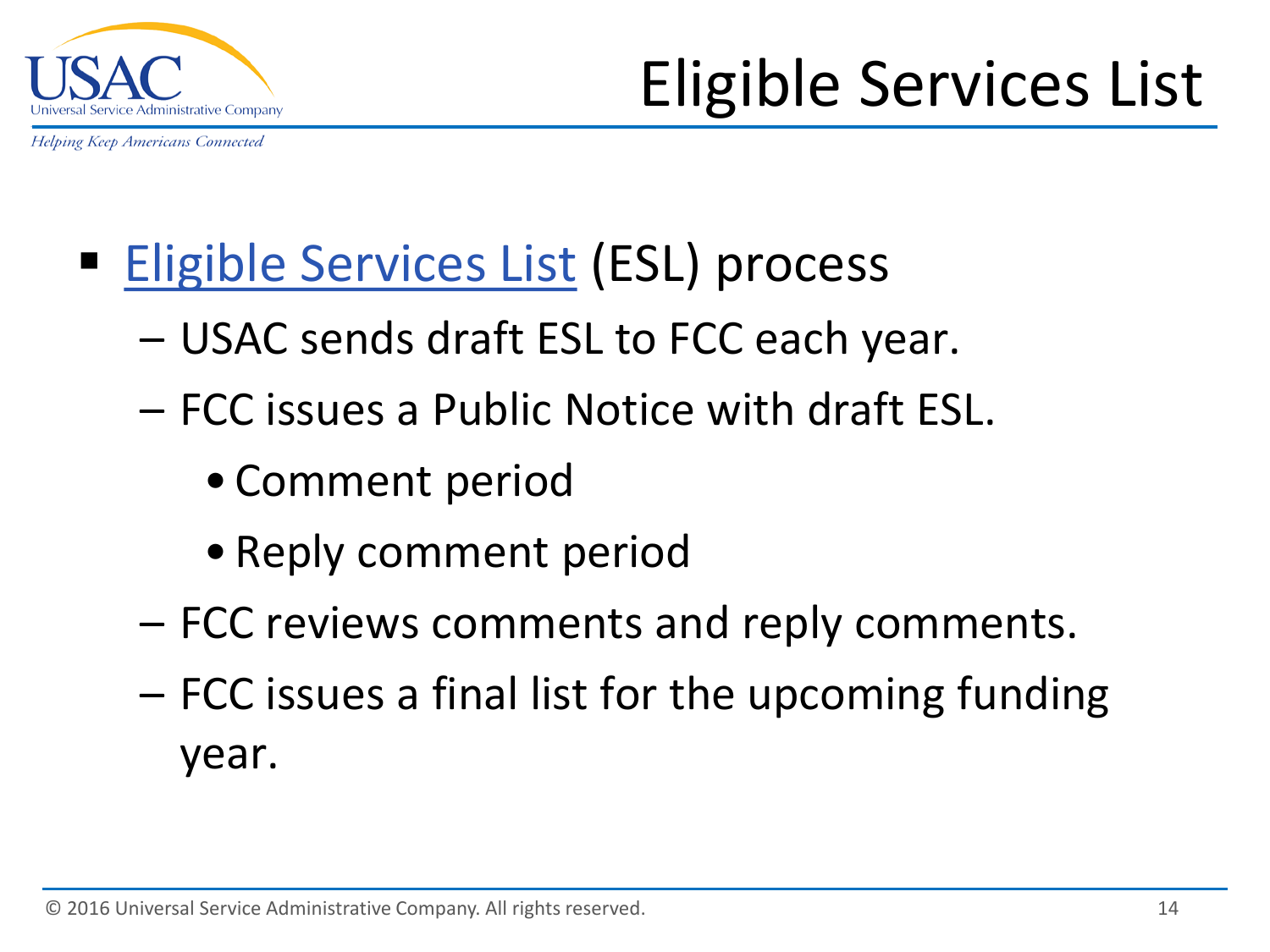# Eligible Services List

- Eligible Services List (ESL) process
  - USAC sends draft ESL to FCC each year.
  - FCC issues a Public Notice with draft ESL.
    - Comment period
    - Reply comment period
  - FCC reviews comments and reply comments.
  - FCC issues a final list for the upcoming funding year.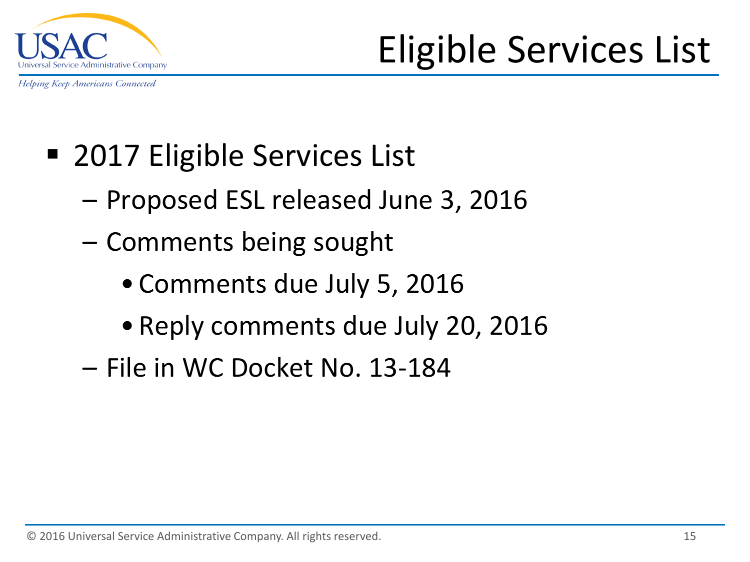# Eligible Services List

- 2017 Eligible Services List
  - Proposed ESL released June 3, 2016
  - Comments being sought
    - Comments due July 5, 2016
    - Reply comments due July 20, 2016
  - File in WC Docket No. 13-184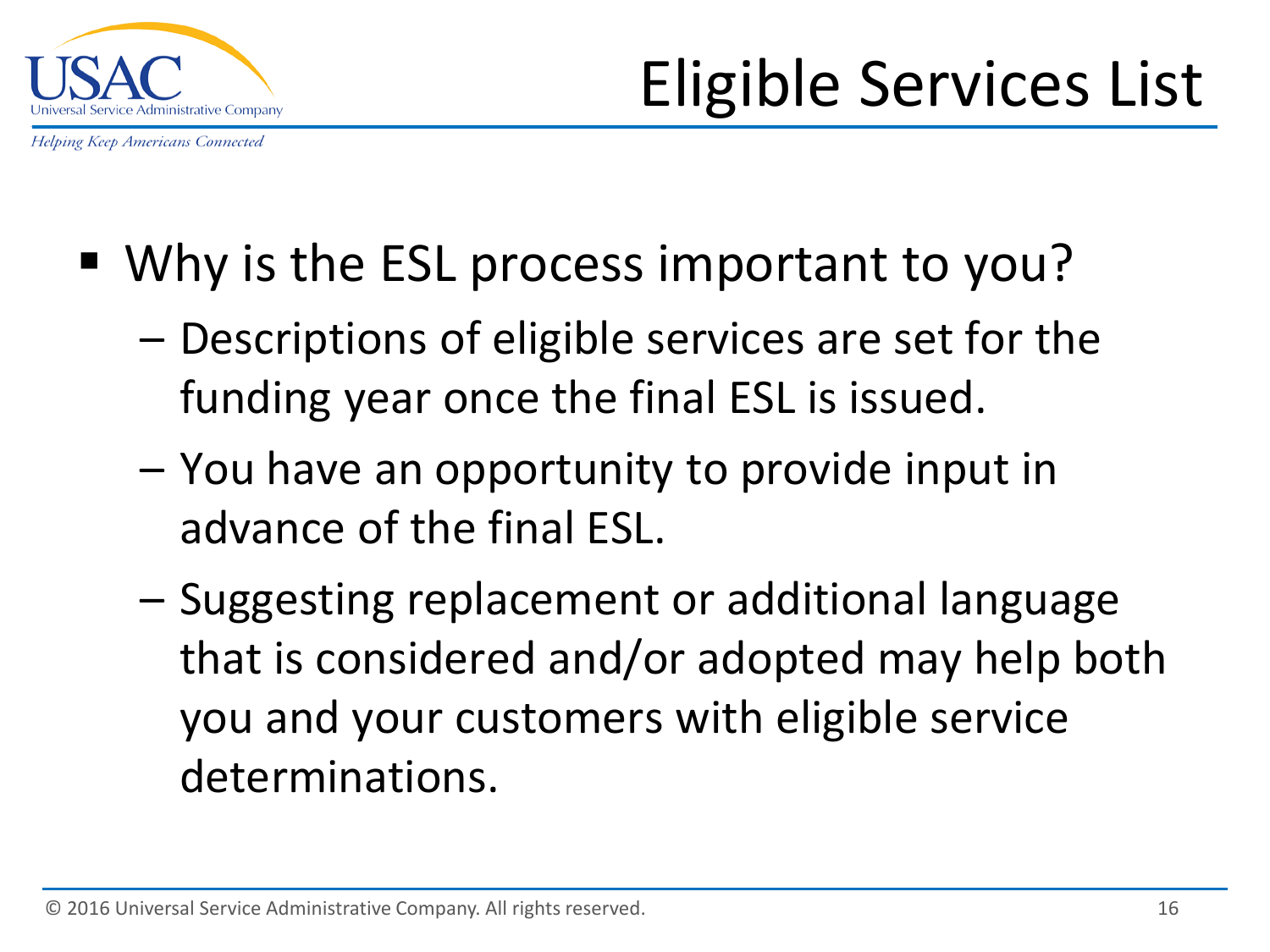# Eligible Services List

- Why is the ESL process important to you?
  - Descriptions of eligible services are set for the funding year once the final ESL is issued.
  - You have an opportunity to provide input in advance of the final ESL.
  - Suggesting replacement or additional language that is considered and/or adopted may help both you and your customers with eligible service determinations.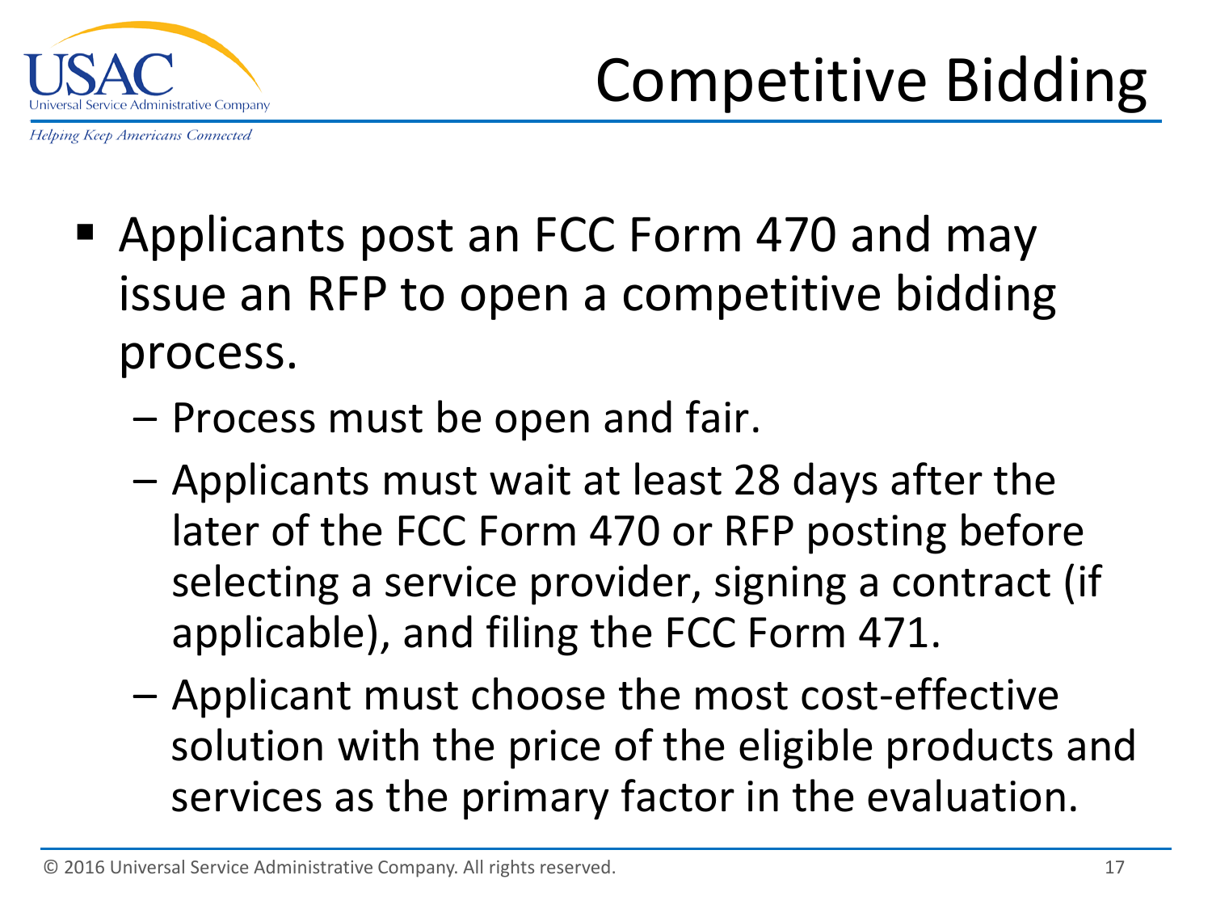# Competitive Bidding

- Applicants post an FCC Form 470 and may issue an RFP to open a competitive bidding process.
  - Process must be open and fair.
  - Applicants must wait at least 28 days after the later of the FCC Form 470 or RFP posting before selecting a service provider, signing a contract (if applicable), and filing the FCC Form 471.
  - Applicant must choose the most cost-effective solution with the price of the eligible products and services as the primary factor in the evaluation.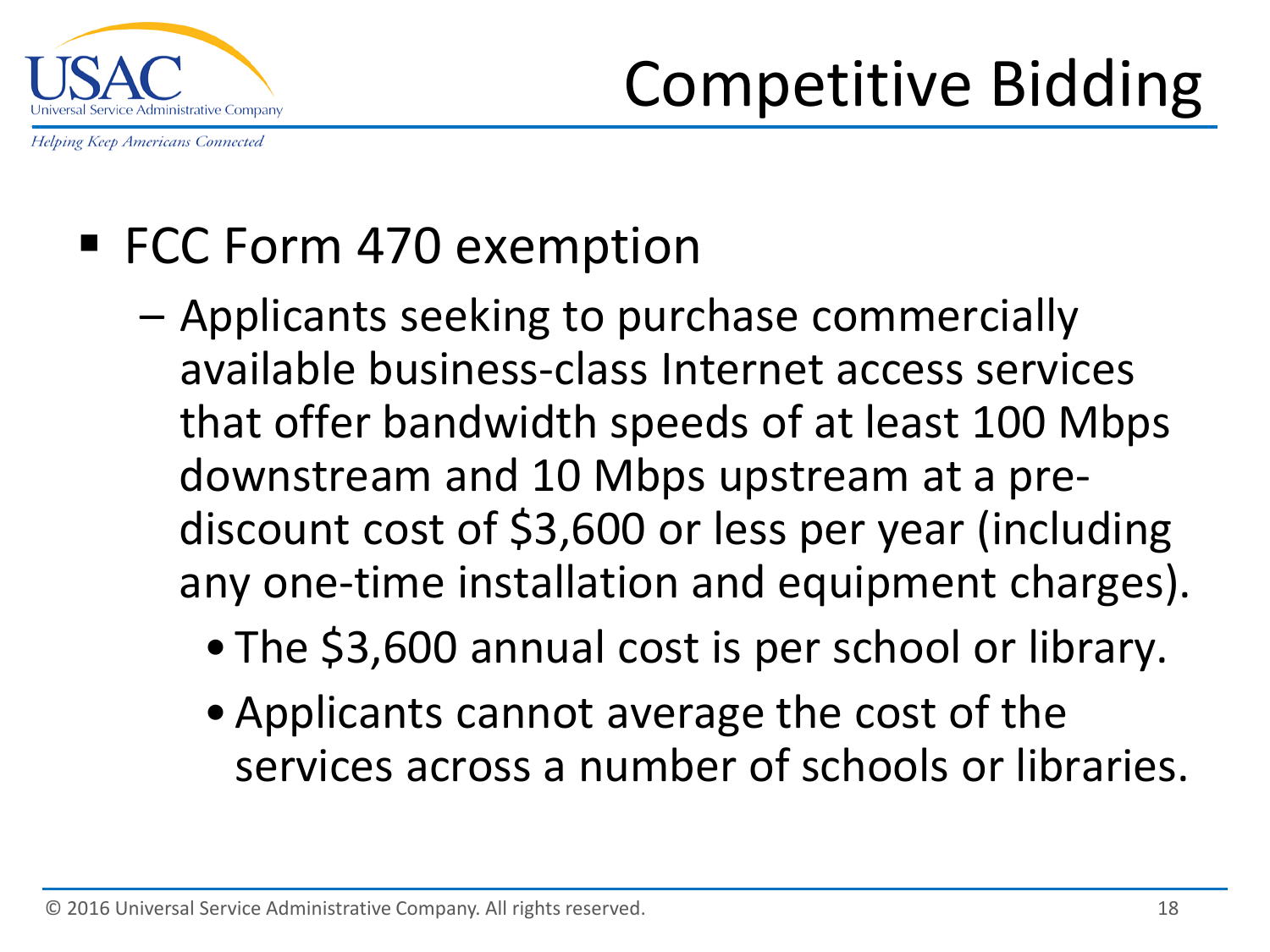# Competitive Bidding

- FCC Form 470 exemption
  - Applicants seeking to purchase commercially available business-class Internet access services that offer bandwidth speeds of at least 100 Mbps downstream and 10 Mbps upstream at a pre-discount cost of $3,600 or less per year (including any one-time installation and equipment charges).
    - The $3,600 annual cost is per school or library.
    - Applicants cannot average the cost of the services across a number of schools or libraries.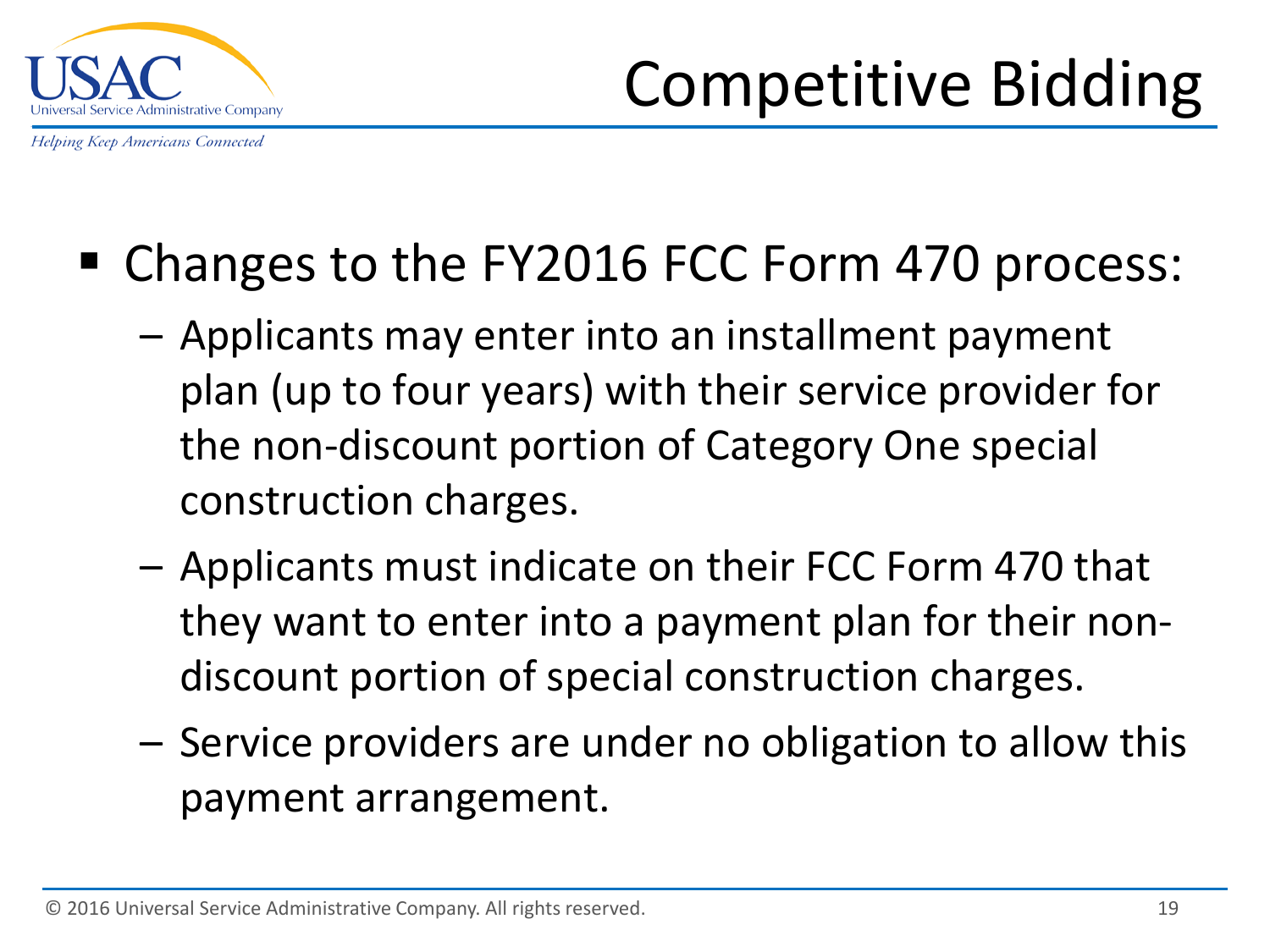# Competitive Bidding

- Changes to the FY2016 FCC Form 470 process:
  - Applicants may enter into an installment payment plan (up to four years) with their service provider for the non-discount portion of Category One special construction charges.
  - Applicants must indicate on their FCC Form 470 that they want to enter into a payment plan for their non-discount portion of special construction charges.
  - Service providers are under no obligation to allow this payment arrangement.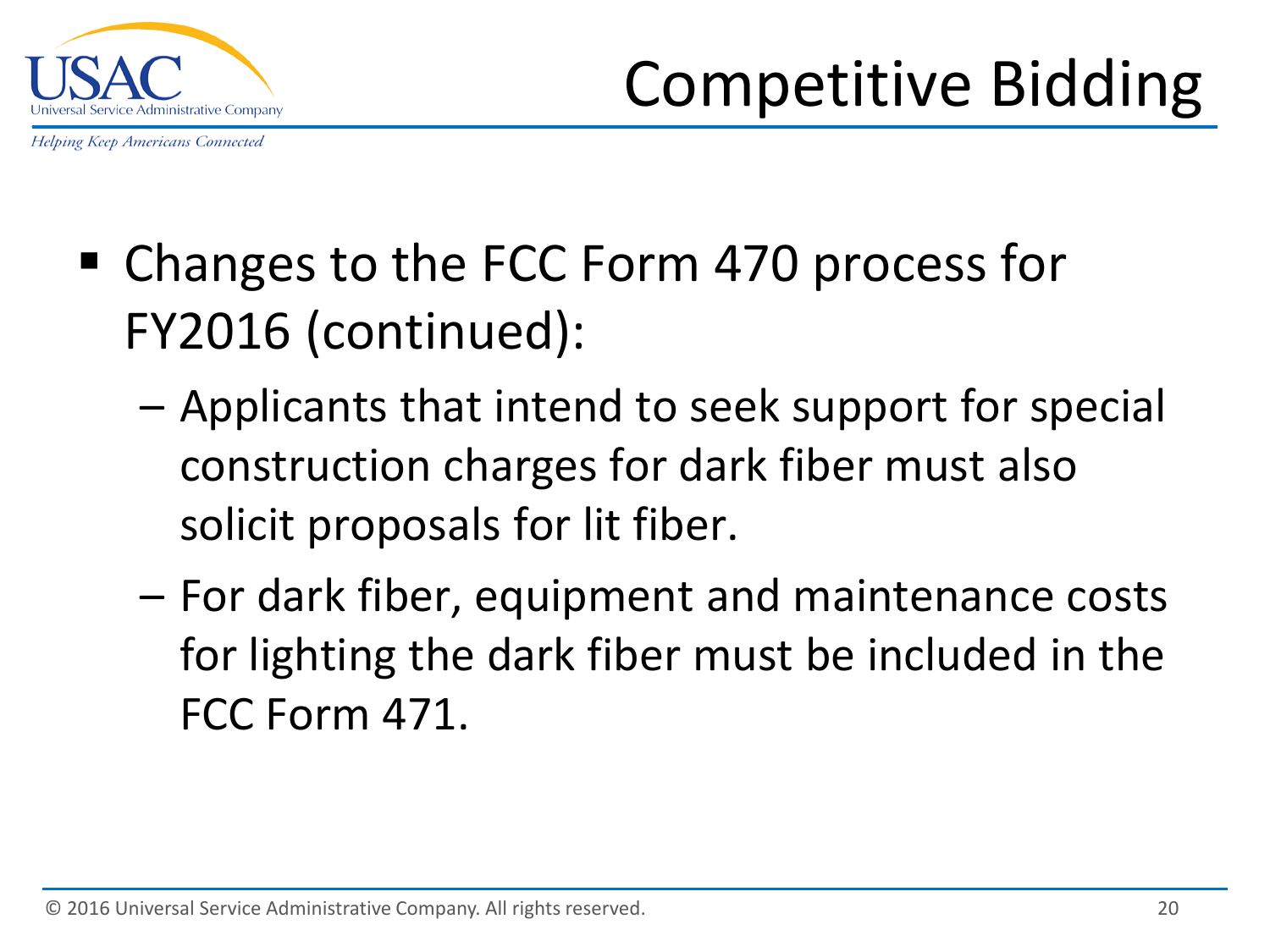# Competitive Bidding

- Changes to the FCC Form 470 process for FY2016 (continued):
  - Applicants that intend to seek support for special construction charges for dark fiber must also solicit proposals for lit fiber.
  - For dark fiber, equipment and maintenance costs for lighting the dark fiber must be included in the FCC Form 471.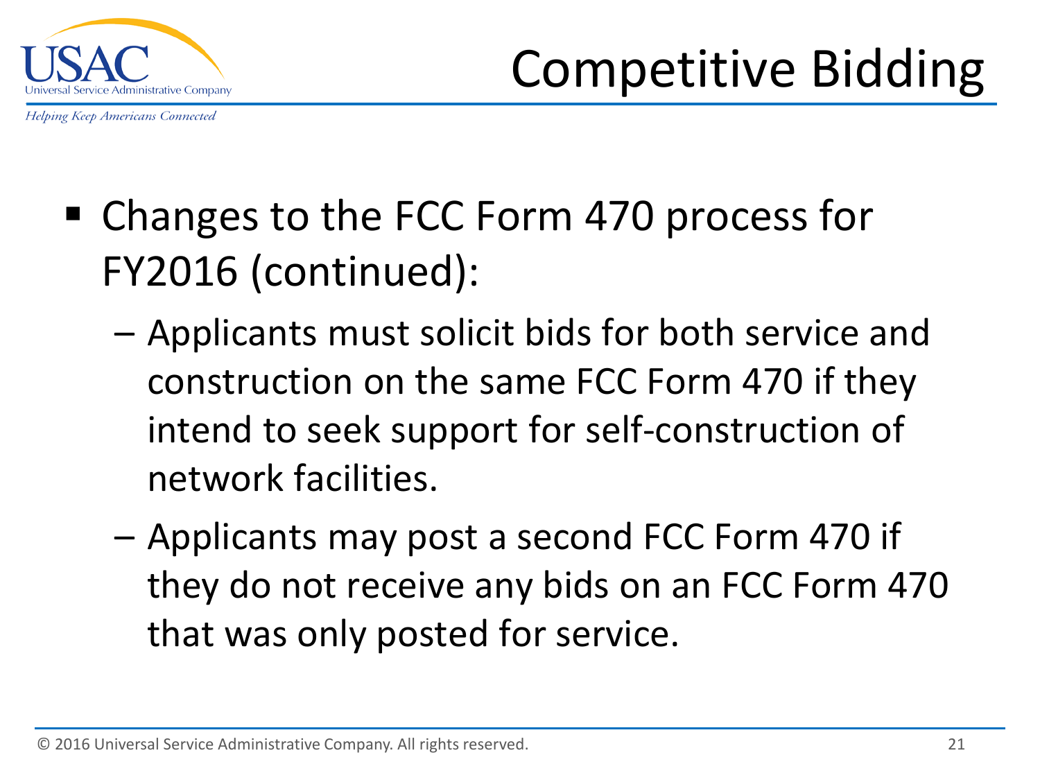# Competitive Bidding

- Changes to the FCC Form 470 process for FY2016 (continued):
  - Applicants must solicit bids for both service and construction on the same FCC Form 470 if they intend to seek support for self-construction of network facilities.
  - Applicants may post a second FCC Form 470 if they do not receive any bids on an FCC Form 470 that was only posted for service.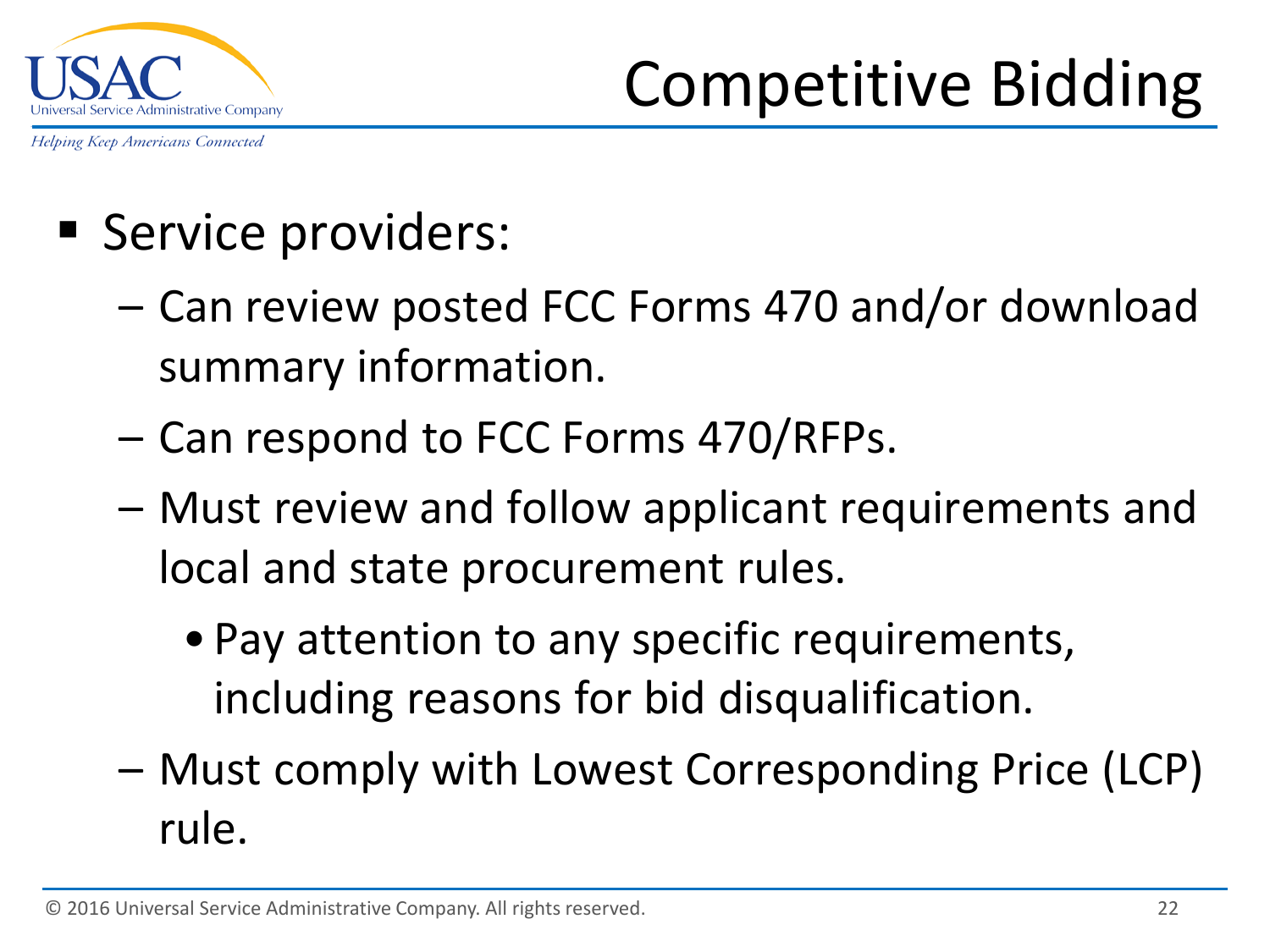# Competitive Bidding

- Service providers:
  - Can review posted FCC Forms 470 and/or download summary information.
  - Can respond to FCC Forms 470/RFPs.
  - Must review and follow applicant requirements and local and state procurement rules.
    - Pay attention to any specific requirements, including reasons for bid disqualification.
  - Must comply with Lowest Corresponding Price (LCP) rule.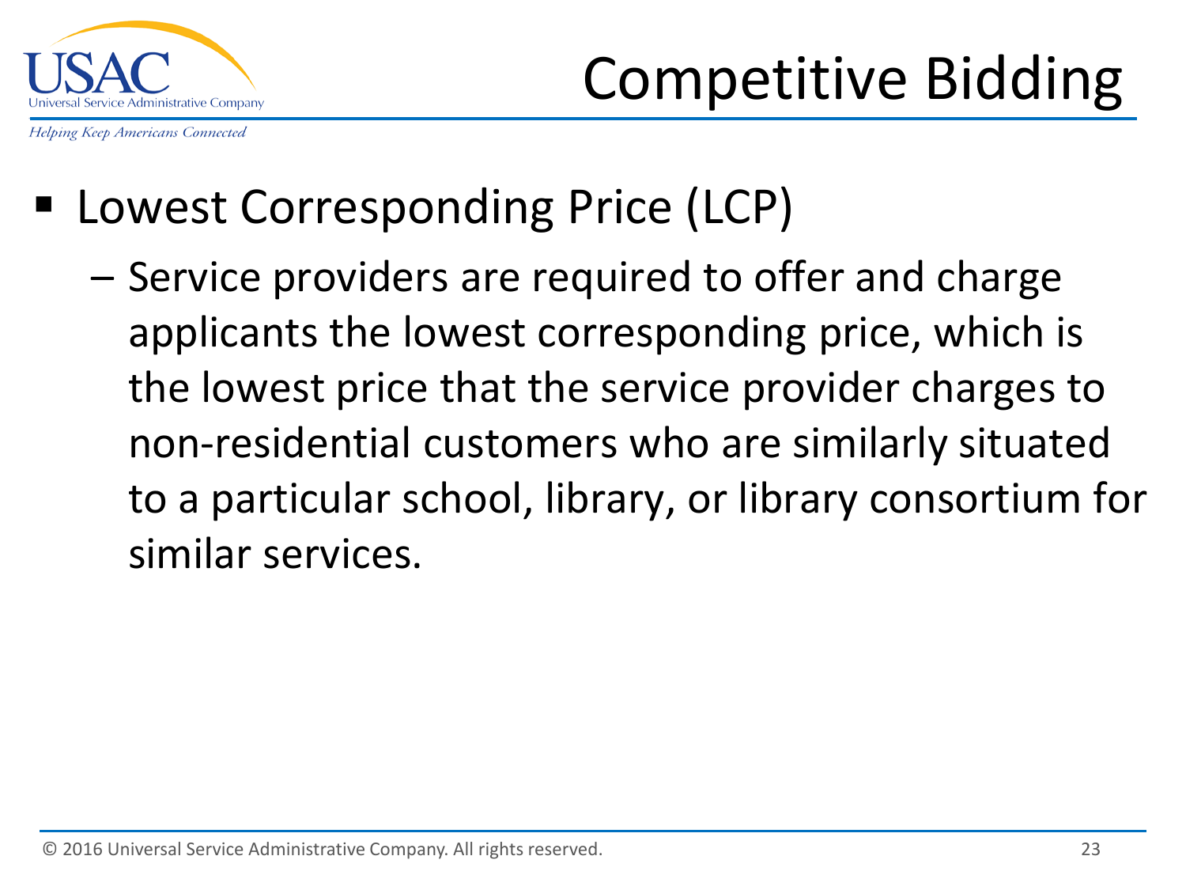# Competitive Bidding

- Lowest Corresponding Price (LCP)
  - Service providers are required to offer and charge applicants the lowest corresponding price, which is the lowest price that the service provider charges to non-residential customers who are similarly situated to a particular school, library, or library consortium for similar services.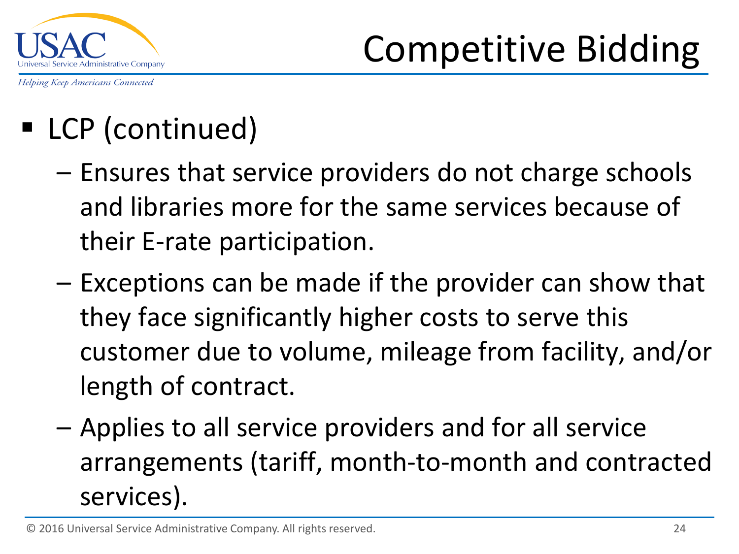# Competitive Bidding

- LCP (continued)
  - Ensures that service providers do not charge schools and libraries more for the same services because of their E-rate participation.
  - Exceptions can be made if the provider can show that they face significantly higher costs to serve this customer due to volume, mileage from facility, and/or length of contract.
  - Applies to all service providers and for all service arrangements (tariff, month-to-month and contracted services).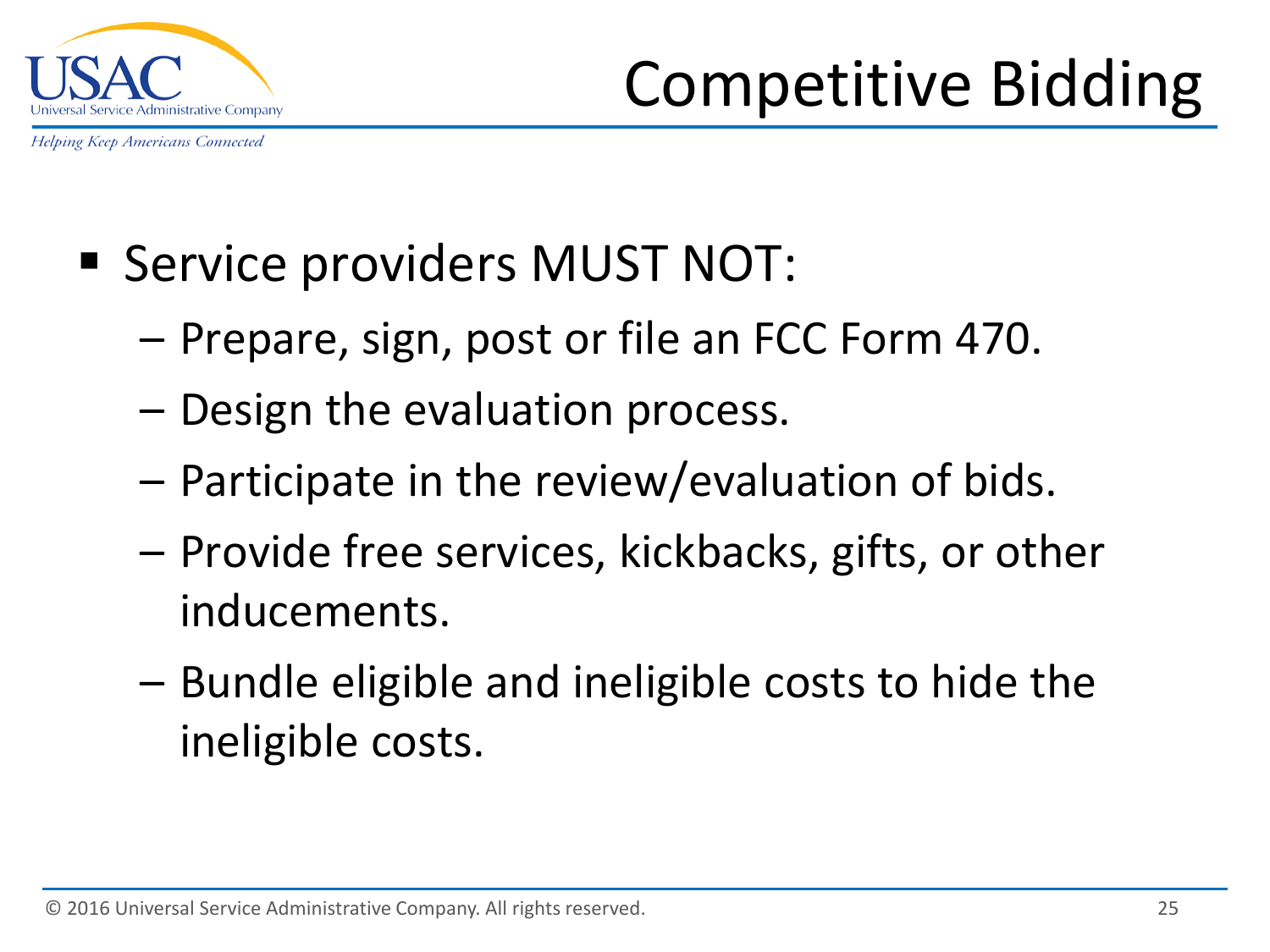# Competitive Bidding

- Service providers MUST NOT:
  - Prepare, sign, post or file an FCC Form 470.
  - Design the evaluation process.
  - Participate in the review/evaluation of bids.
  - Provide free services, kickbacks, gifts, or other inducements.
  - Bundle eligible and ineligible costs to hide the ineligible costs.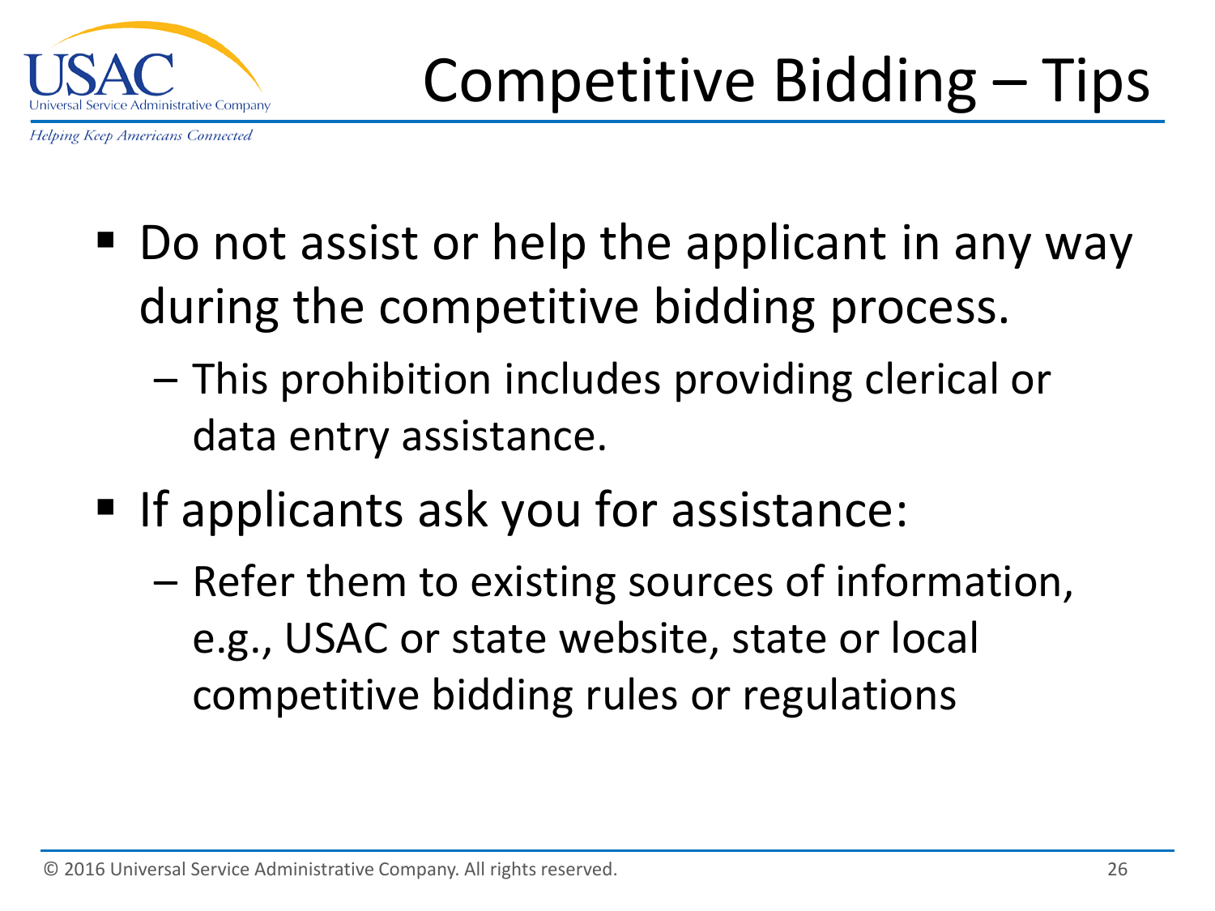# Competitive Bidding – Tips

- Do not assist or help the applicant in any way during the competitive bidding process.
  - This prohibition includes providing clerical or data entry assistance.
- If applicants ask you for assistance:
  - Refer them to existing sources of information, e.g., USAC or state website, state or local competitive bidding rules or regulations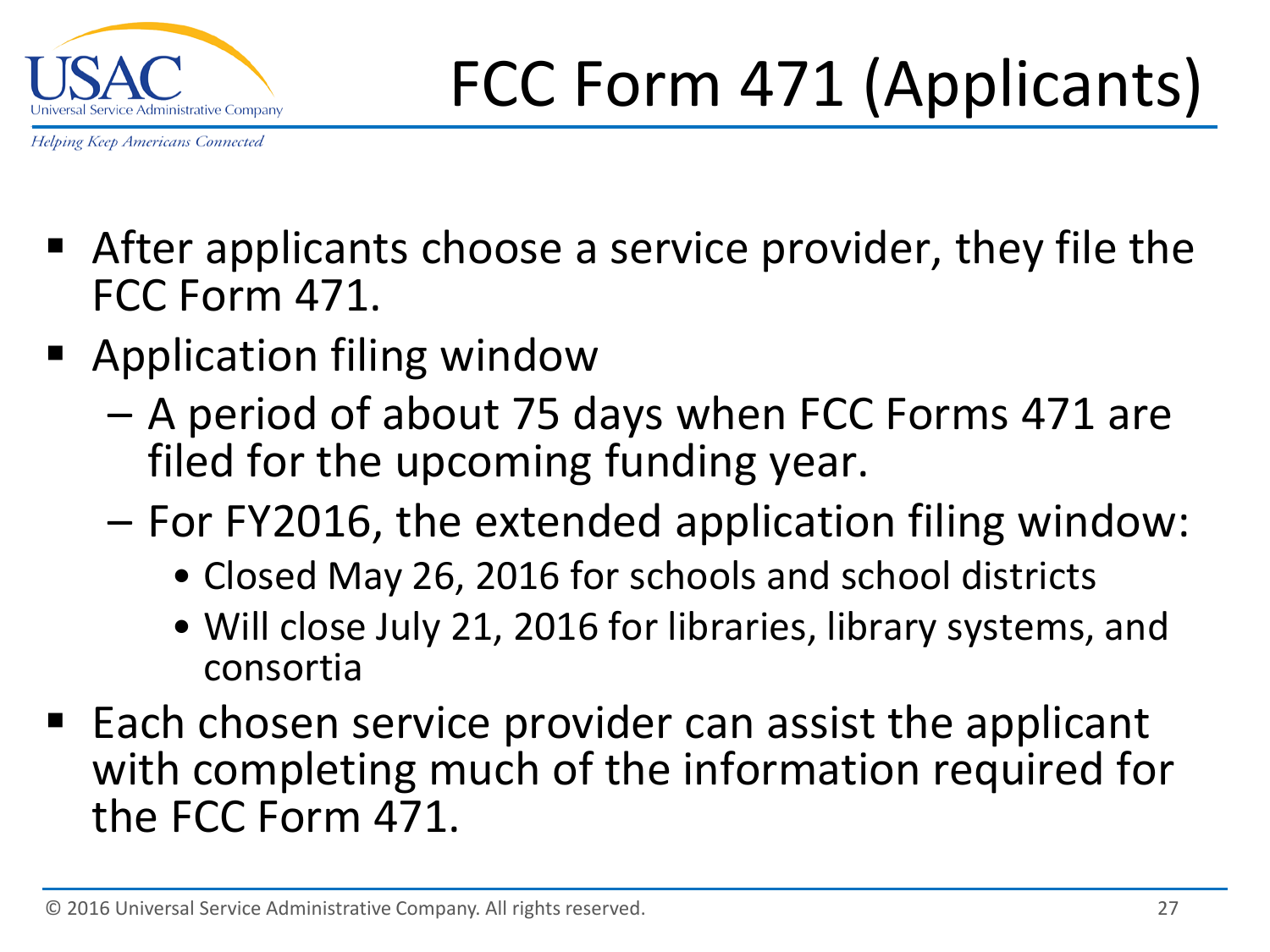# FCC Form 471 (Applicants)

- After applicants choose a service provider, they file the FCC Form 471.
- Application filing window
  - A period of about 75 days when FCC Forms 471 are filed for the upcoming funding year.
  - For FY2016, the extended application filing window:
    - Closed May 26, 2016 for schools and school districts
    - Will close July 21, 2016 for libraries, library systems, and consortia
- Each chosen service provider can assist the applicant with completing much of the information required for the FCC Form 471.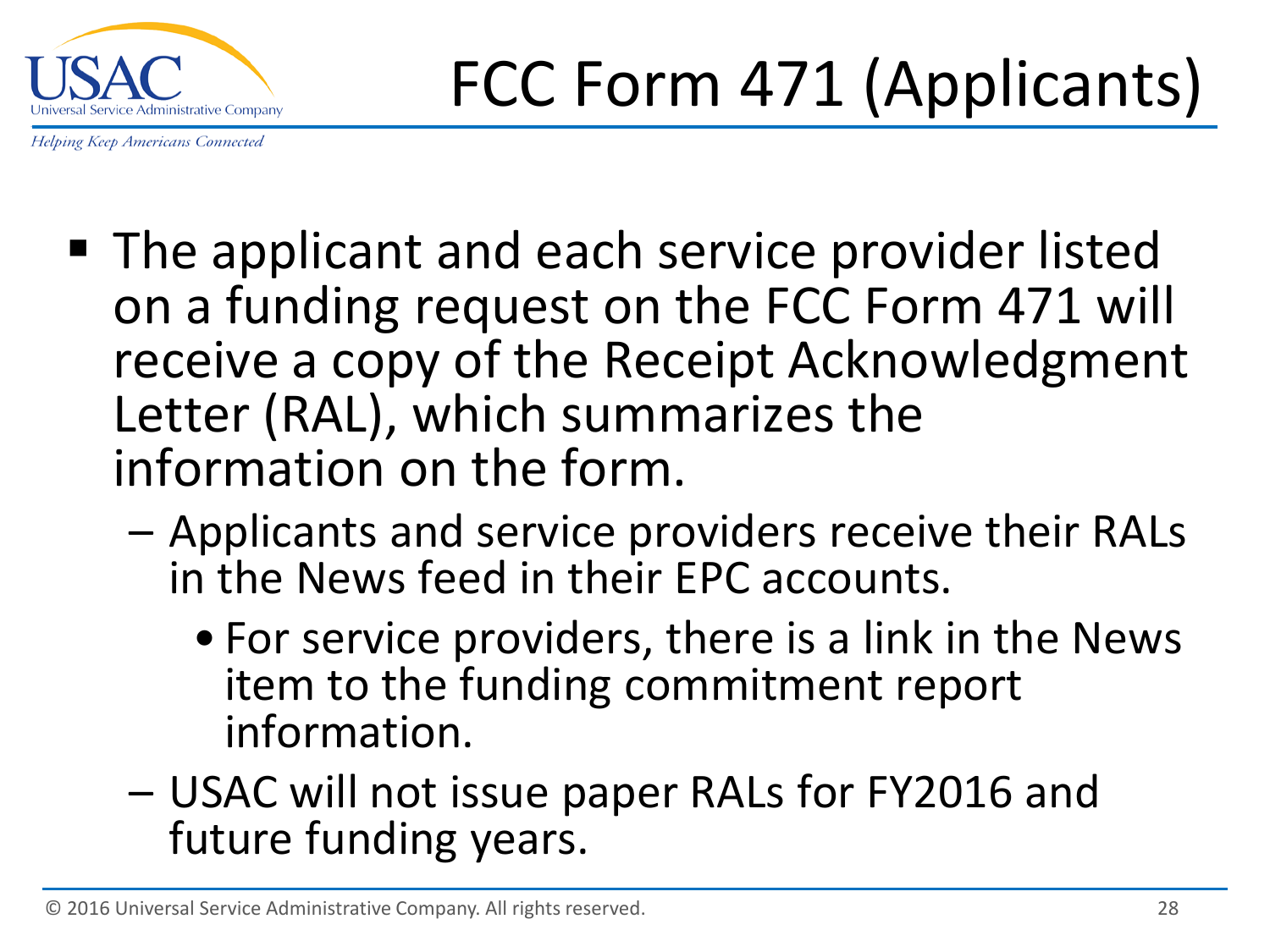# FCC Form 471 (Applicants)

- The applicant and each service provider listed on a funding request on the FCC Form 471 will receive a copy of the Receipt Acknowledgment Letter (RAL), which summarizes the information on the form.
  - Applicants and service providers receive their RALs in the News feed in their EPC accounts.
    - For service providers, there is a link in the News item to the funding commitment report information.
  - USAC will not issue paper RALs for FY2016 and future funding years.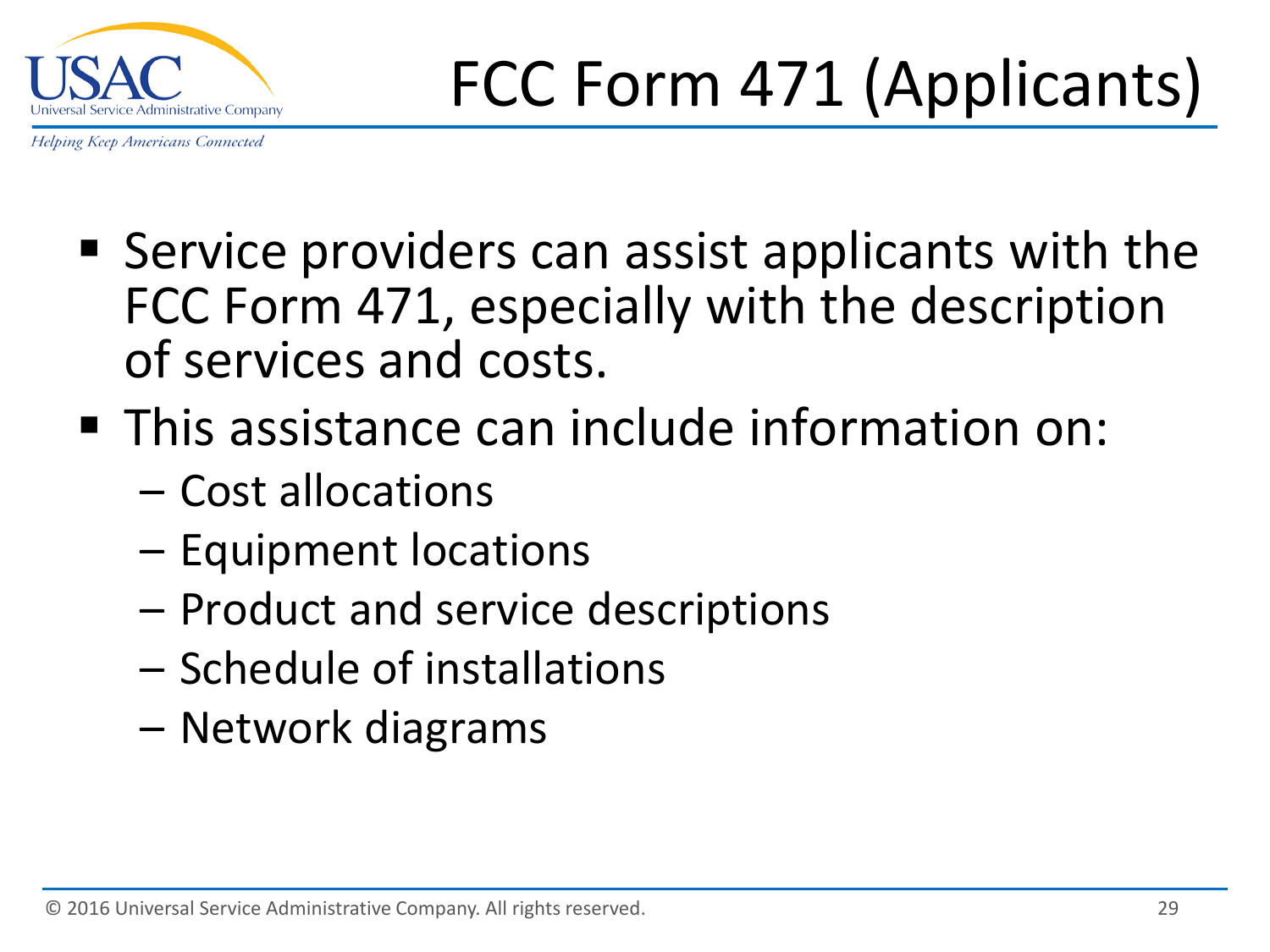# FCC Form 471 (Applicants)

- Service providers can assist applicants with the FCC Form 471, especially with the description of services and costs.
- This assistance can include information on:
  - Cost allocations
  - Equipment locations
  - Product and service descriptions
  - Schedule of installations
  - Network diagrams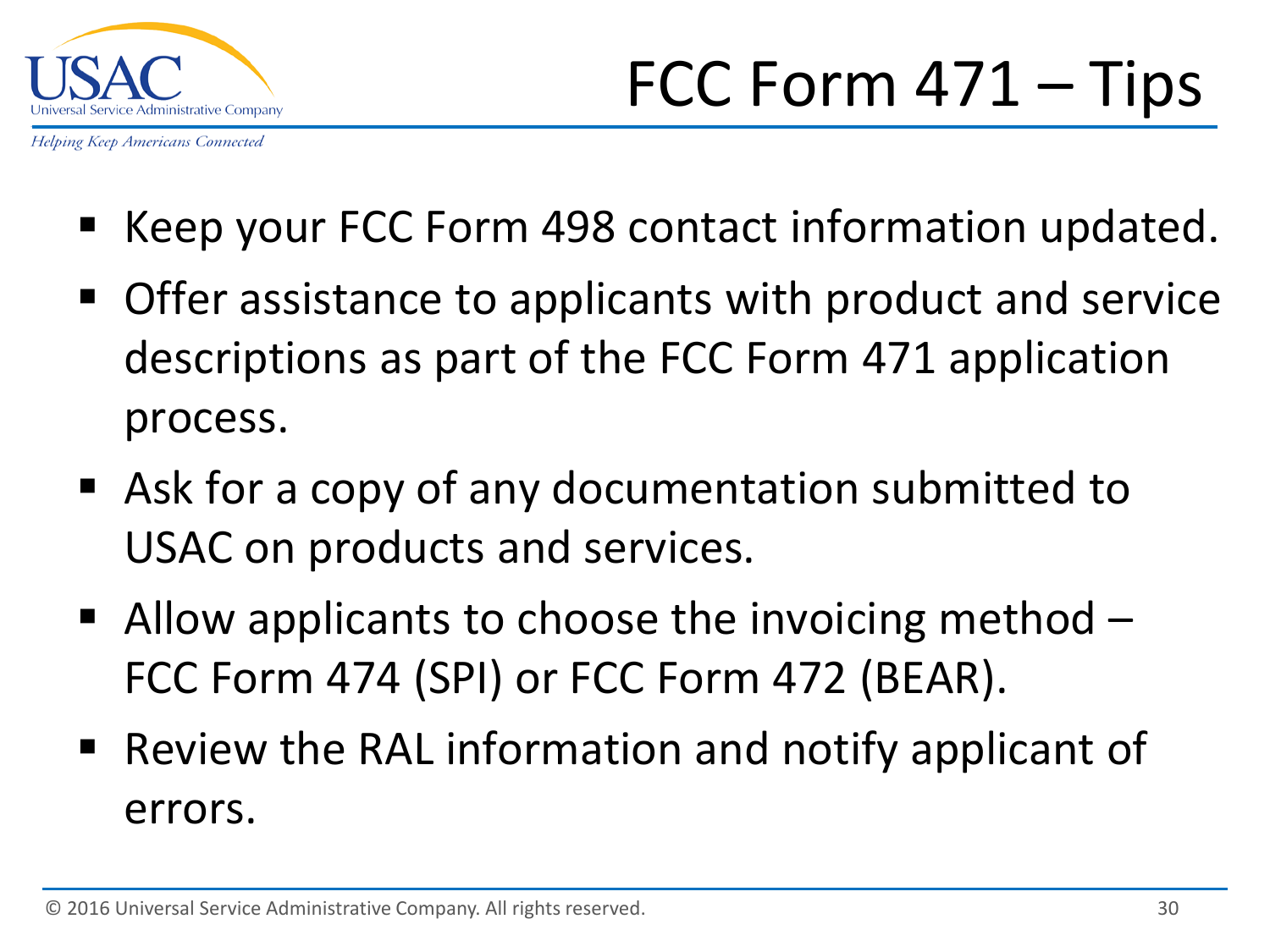# FCC Form 471 – Tips

- Keep your FCC Form 498 contact information updated.
- Offer assistance to applicants with product and service descriptions as part of the FCC Form 471 application process.
- Ask for a copy of any documentation submitted to USAC on products and services.
- Allow applicants to choose the invoicing method – FCC Form 474 (SPI) or FCC Form 472 (BEAR).
- Review the RAL information and notify applicant of errors.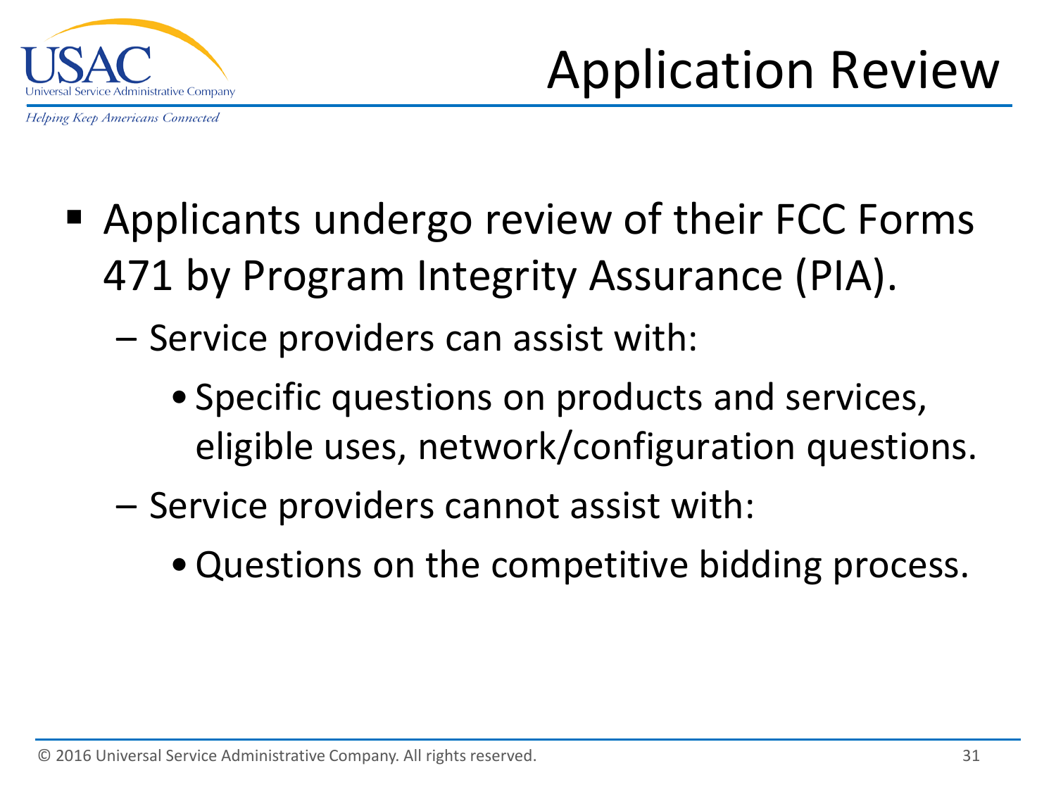# Application Review

- Applicants undergo review of their FCC Forms 471 by Program Integrity Assurance (PIA).
  - Service providers can assist with:
    - Specific questions on products and services, eligible uses, network/configuration questions.
  - Service providers cannot assist with:
    - Questions on the competitive bidding process.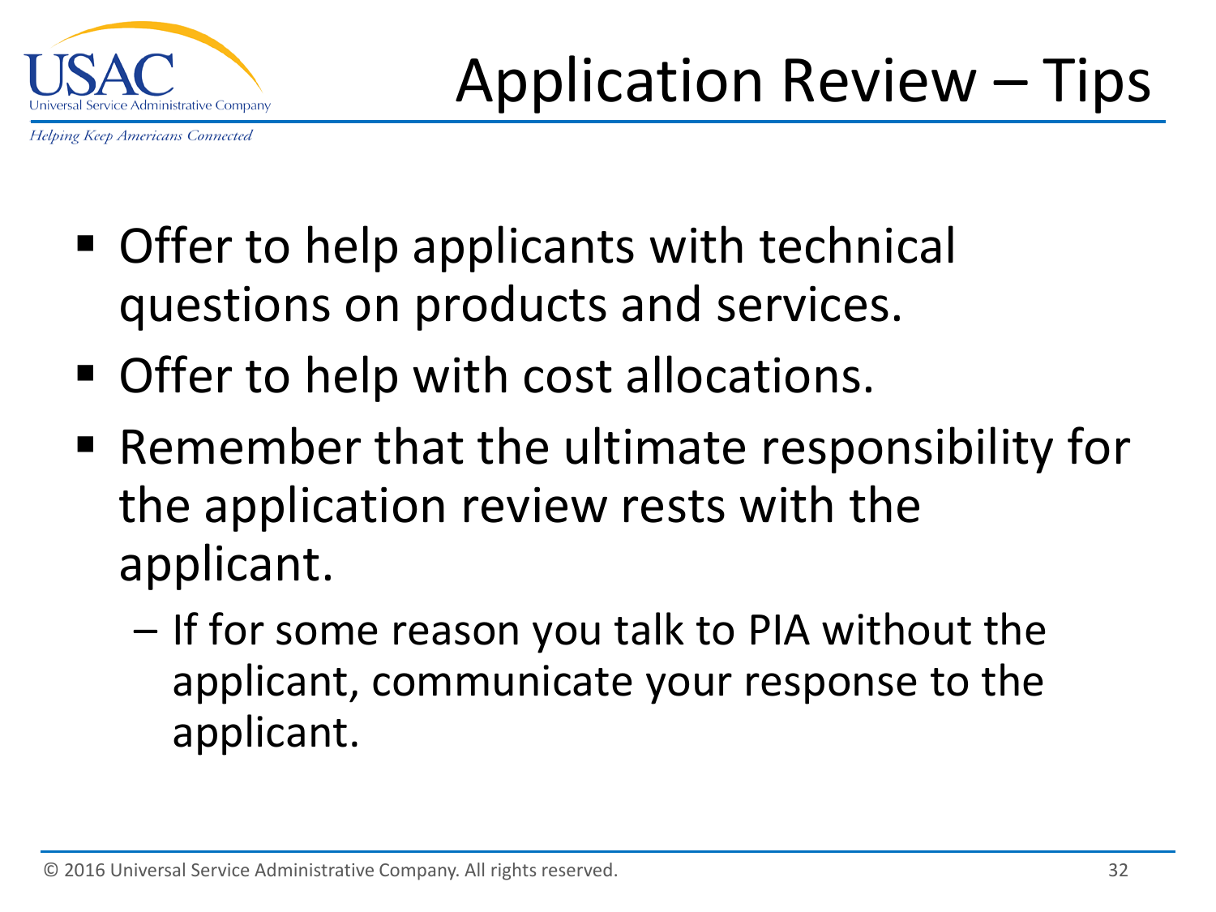# Application Review – Tips

- Offer to help applicants with technical questions on products and services.
- Offer to help with cost allocations.
- Remember that the ultimate responsibility for the application review rests with the applicant.
  - If for some reason you talk to PIA without the applicant, communicate your response to the applicant.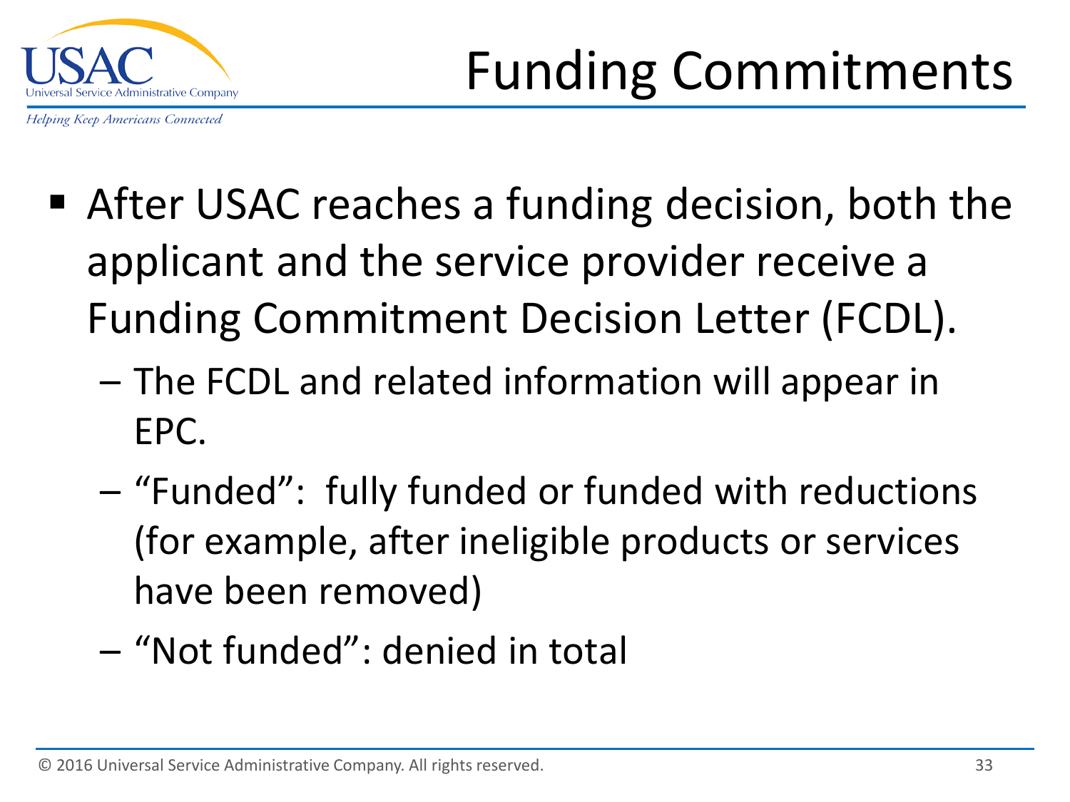# Funding Commitments

- After USAC reaches a funding decision, both the applicant and the service provider receive a Funding Commitment Decision Letter (FCDL).
  - The FCDL and related information will appear in EPC.
  - "Funded": fully funded or funded with reductions (for example, after ineligible products or services have been removed)
  - "Not funded": denied in total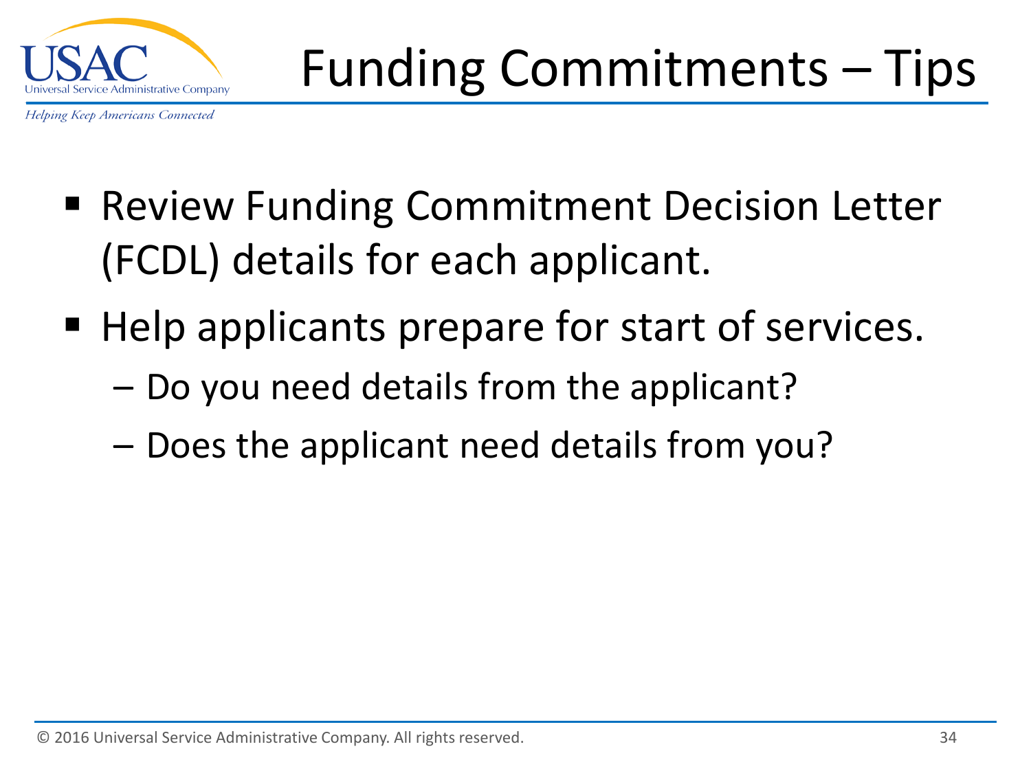# Funding Commitments – Tips

- Review Funding Commitment Decision Letter (FCDL) details for each applicant.
- Help applicants prepare for start of services.
  - Do you need details from the applicant?
  - Does the applicant need details from you?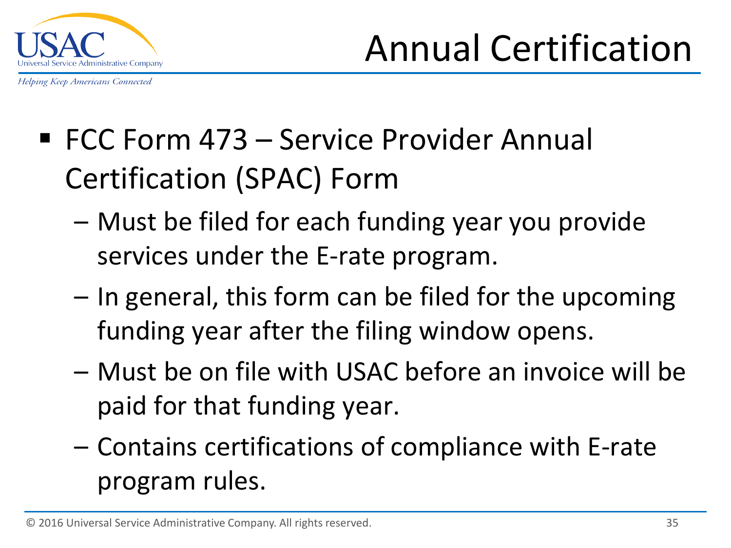# Annual Certification

- FCC Form 473 – Service Provider Annual Certification (SPAC) Form
  - Must be filed for each funding year you provide services under the E-rate program.
  - In general, this form can be filed for the upcoming funding year after the filing window opens.
  - Must be on file with USAC before an invoice will be paid for that funding year.
  - Contains certifications of compliance with E-rate program rules.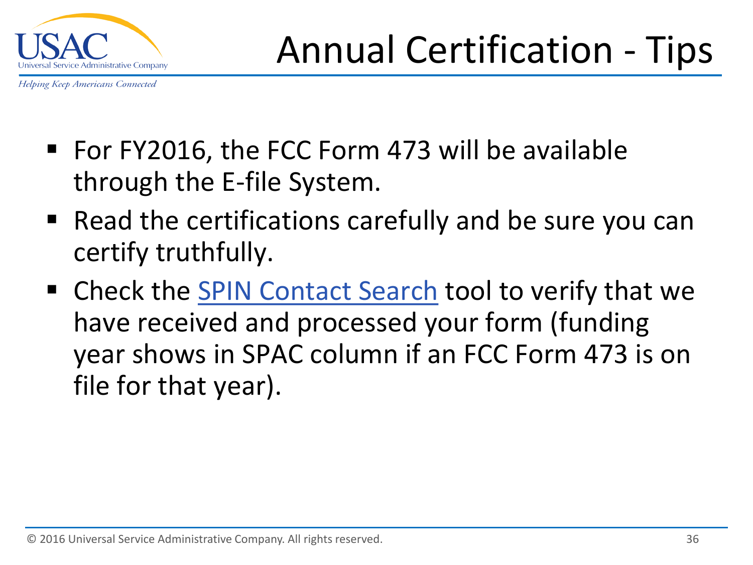# Annual Certification - Tips

- For FY2016, the FCC Form 473 will be available through the E-file System.
- Read the certifications carefully and be sure you can certify truthfully.
- Check the SPIN Contact Search tool to verify that we have received and processed your form (funding year shows in SPAC column if an FCC Form 473 is on file for that year).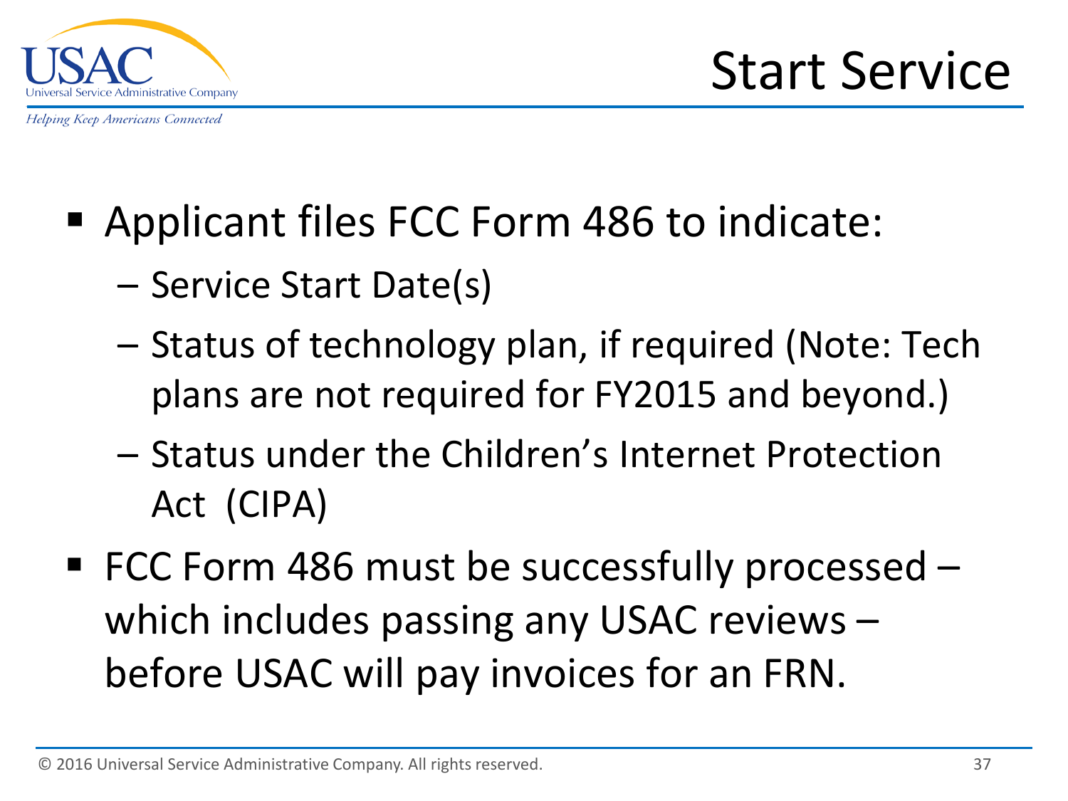# Start Service

- Applicant files FCC Form 486 to indicate:
  - Service Start Date(s)
  - Status of technology plan, if required (Note: Tech plans are not required for FY2015 and beyond.)
  - Status under the Children's Internet Protection Act (CIPA)
- FCC Form 486 must be successfully processed – which includes passing any USAC reviews – before USAC will pay invoices for an FRN.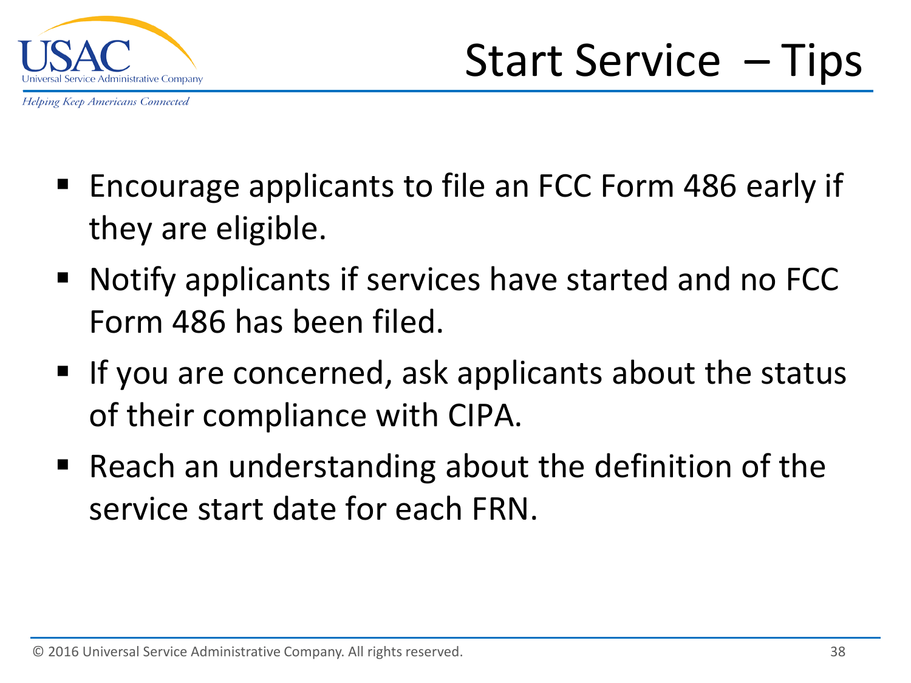# Start Service – Tips

- Encourage applicants to file an FCC Form 486 early if they are eligible.
- Notify applicants if services have started and no FCC Form 486 has been filed.
- If you are concerned, ask applicants about the status of their compliance with CIPA.
- Reach an understanding about the definition of the service start date for each FRN.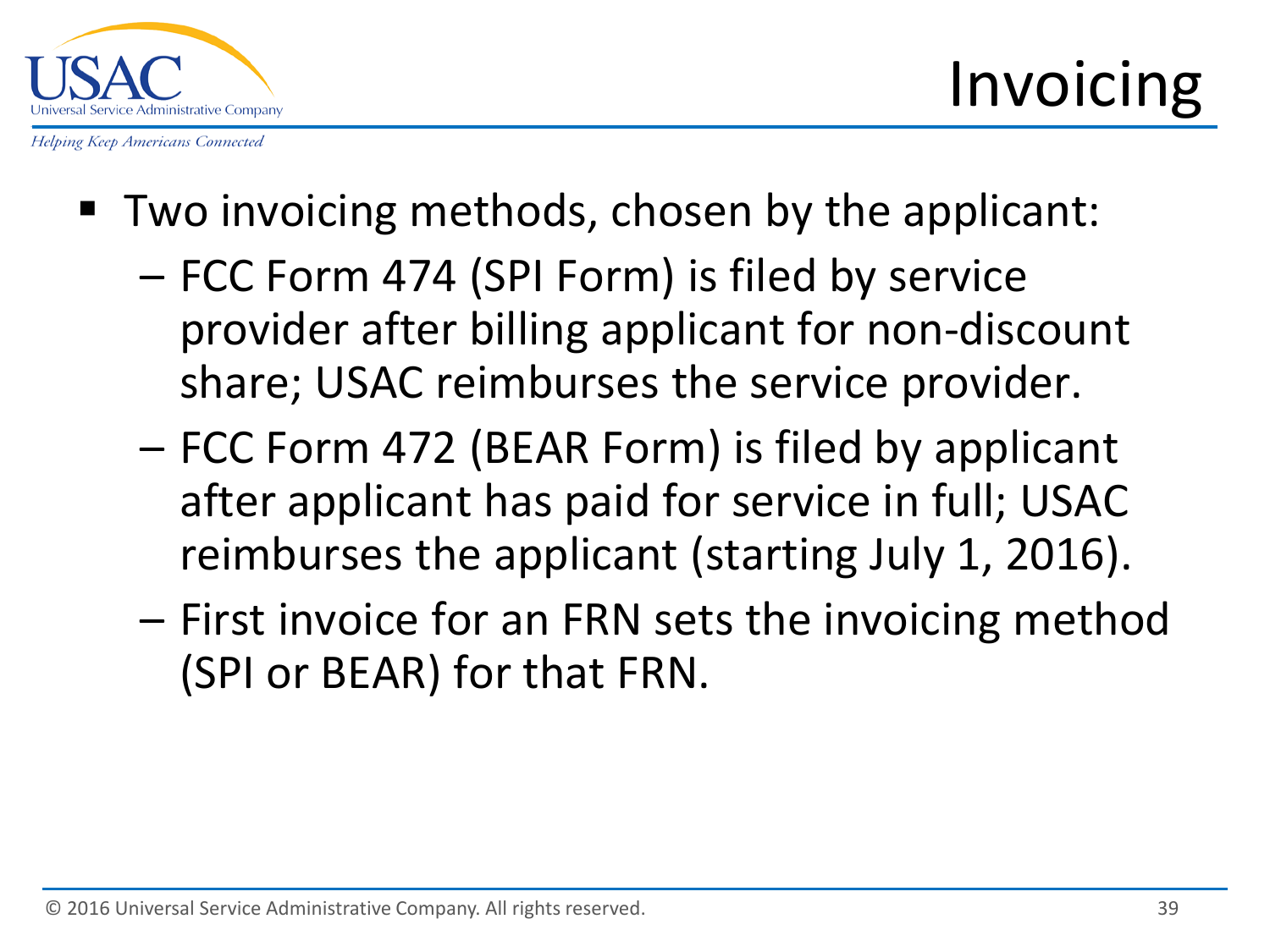# Invoicing

- Two invoicing methods, chosen by the applicant:
  - FCC Form 474 (SPI Form) is filed by service provider after billing applicant for non-discount share; USAC reimburses the service provider.
  - FCC Form 472 (BEAR Form) is filed by applicant after applicant has paid for service in full; USAC reimburses the applicant (starting July 1, 2016).
  - First invoice for an FRN sets the invoicing method (SPI or BEAR) for that FRN.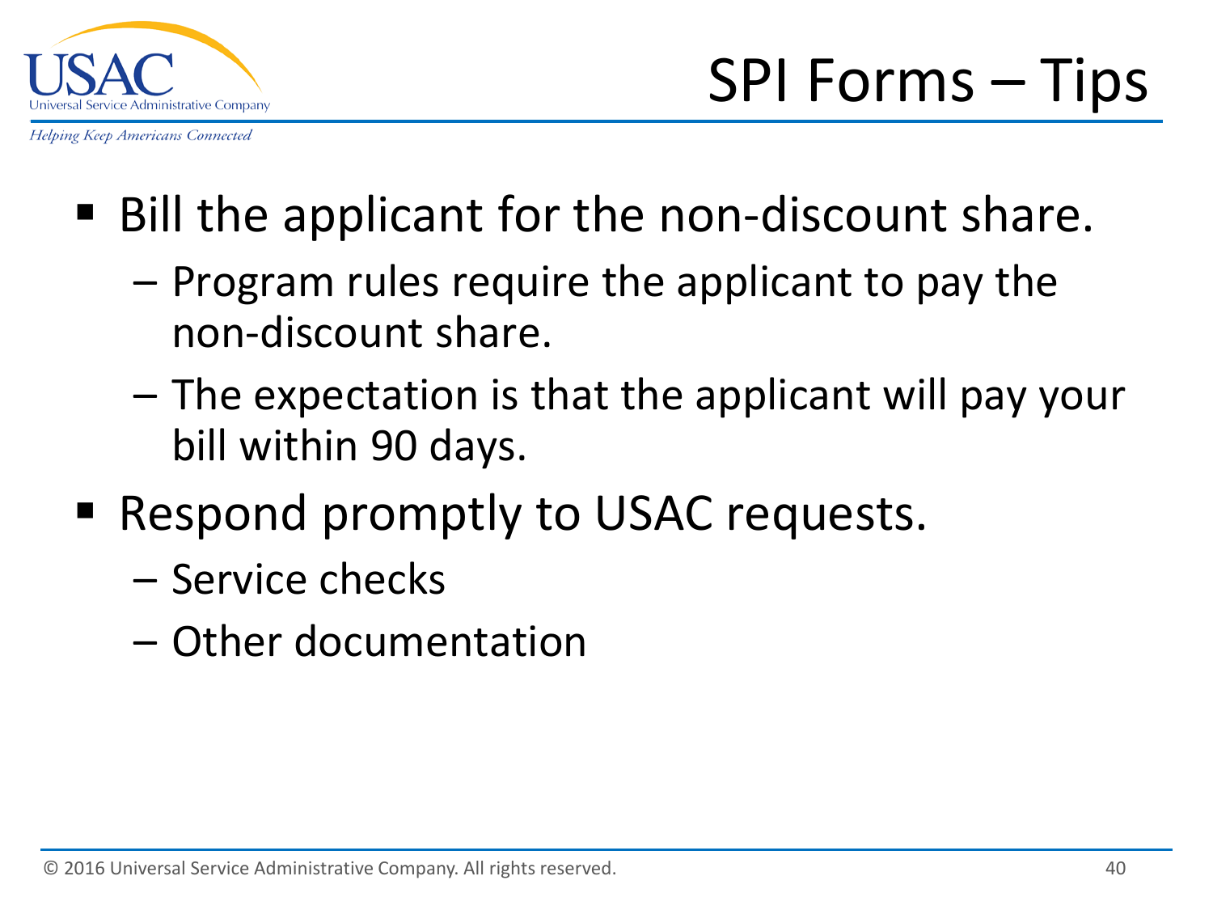# SPI Forms – Tips

- Bill the applicant for the non-discount share.
  - Program rules require the applicant to pay the non-discount share.
  - The expectation is that the applicant will pay your bill within 90 days.
- Respond promptly to USAC requests.
  - Service checks
  - Other documentation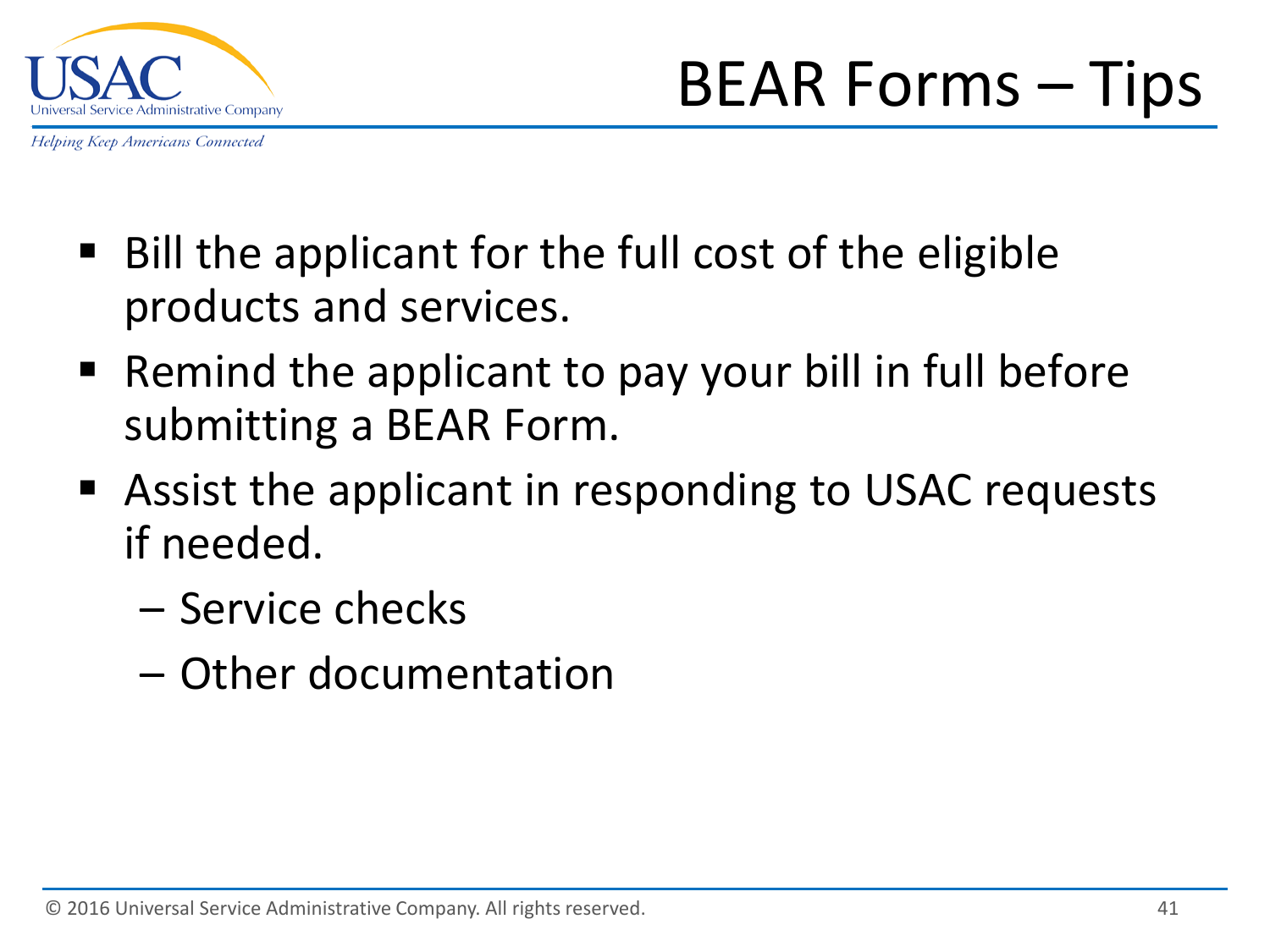# BEAR Forms – Tips

- Bill the applicant for the full cost of the eligible products and services.
- Remind the applicant to pay your bill in full before submitting a BEAR Form.
- Assist the applicant in responding to USAC requests if needed.
  - Service checks
  - Other documentation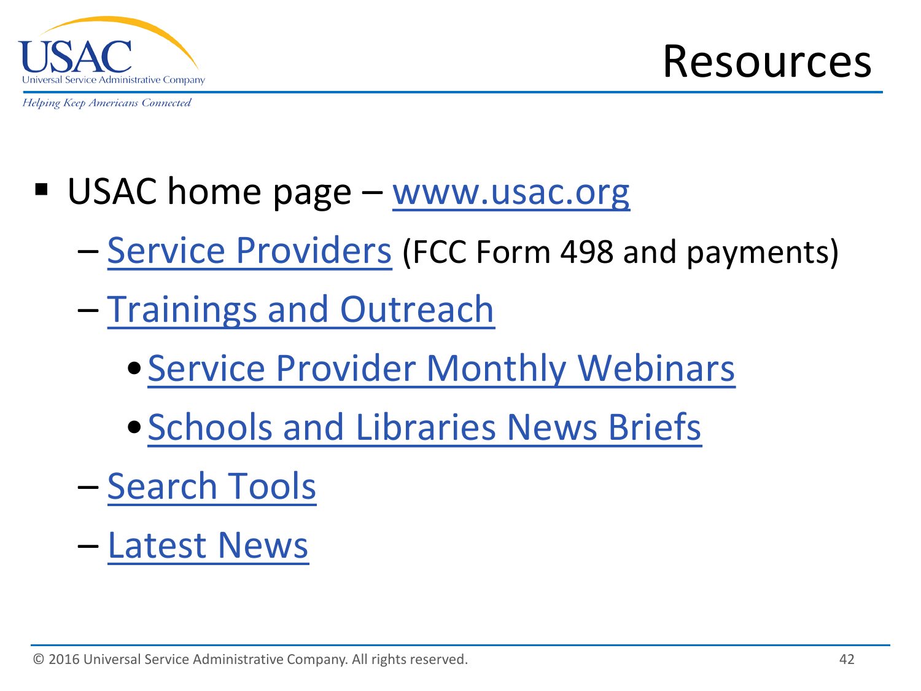# Resources

- USAC home page – www.usac.org
  - Service Providers (FCC Form 498 and payments)
  - Trainings and Outreach
    - Service Provider Monthly Webinars
    - Schools and Libraries News Briefs
  - Search Tools
  - Latest News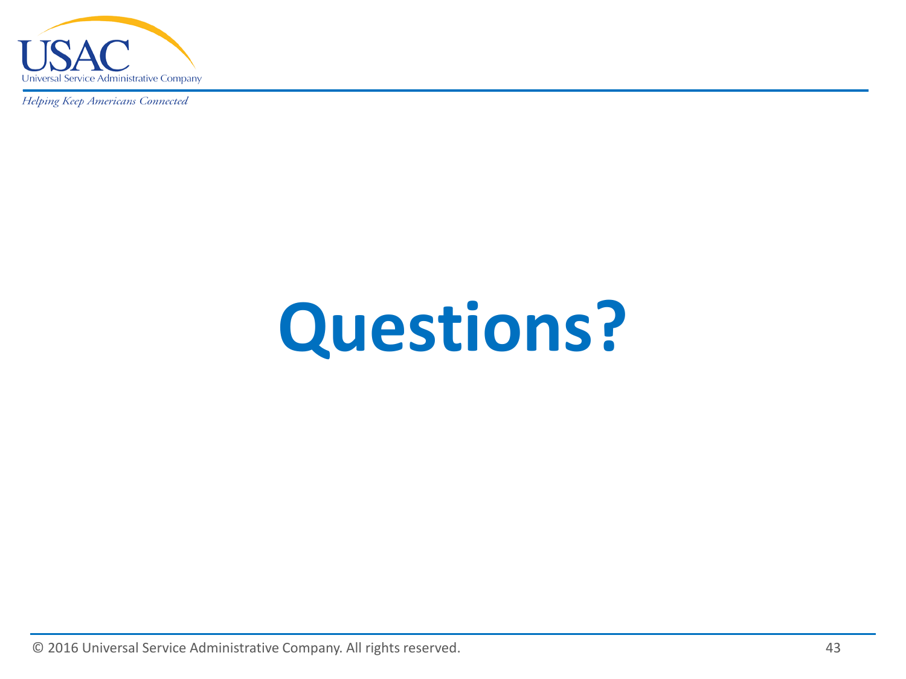# Questions?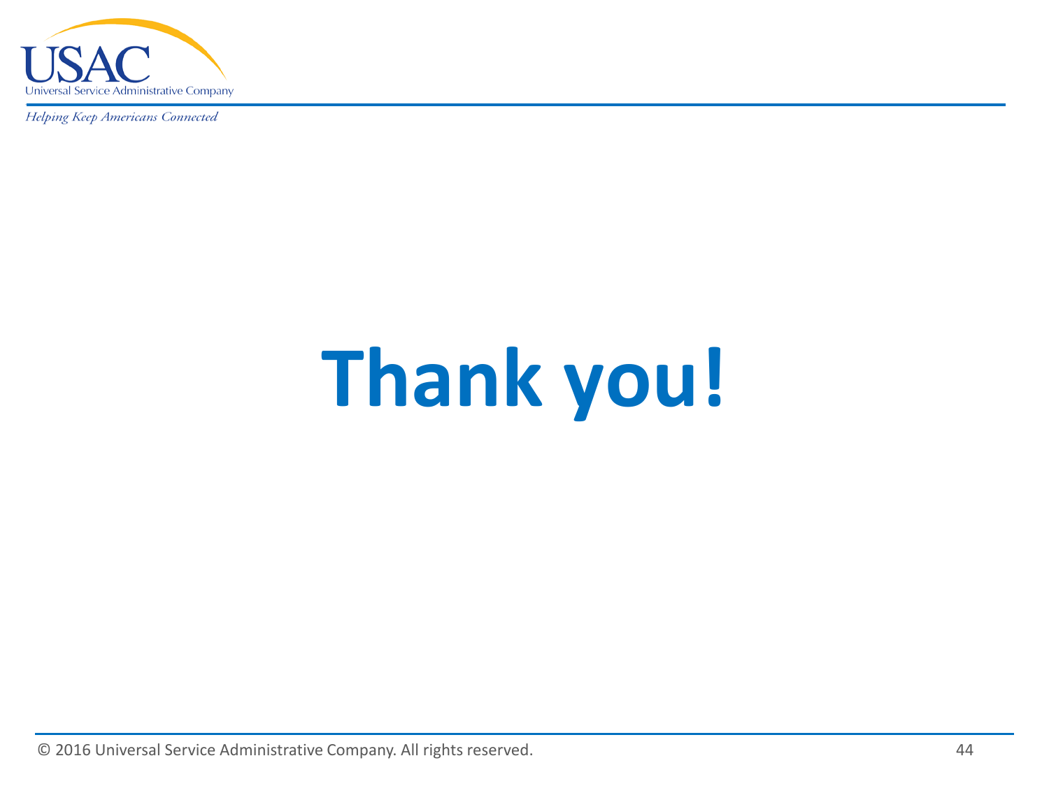# Thank you!